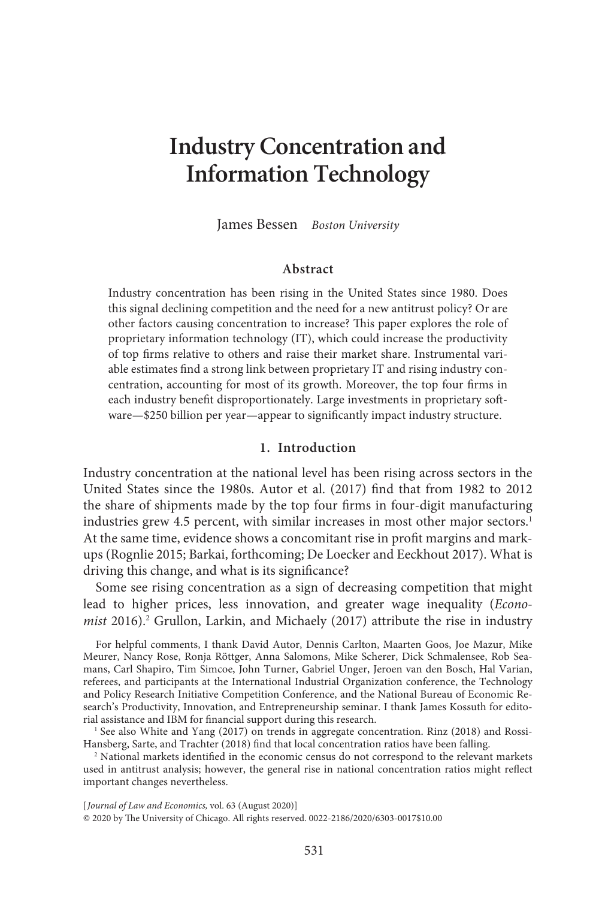# Industry Concentration and Information Technology

James Bessen *Boston University*

### Abstract

Industry concentration has been rising in the United States since 1980. Does this signal declining competition and the need for a new antitrust policy? Or are other factors causing concentration to increase? This paper explores the role of proprietary information technology (IT), which could increase the productivity of top firms relative to others and raise their market share. Instrumental variable estimates find a strong link between proprietary IT and rising industry concentration, accounting for most of its growth. Moreover, the top four firms in each industry benefit disproportionately. Large investments in proprietary software—$250 billion per year—appear to significantly impact industry structure.

## 1. Introduction

Industry concentration at the national level has been rising across sectors in the United States since the 1980s. Autor et al. (2017) find that from 1982 to 2012 the share of shipments made by the top four firms in four-digit manufacturing industries grew 4.5 percent, with similar increases in most other major sectors.[1] At the same time, evidence shows a concomitant rise in profit margins and markups (Rognlie 2015; Barkai, forthcoming; De Loecker and Eeckhout 2017). What is driving this change, and what is its significance?

Some see rising concentration as a sign of decreasing competition that might lead to higher prices, less innovation, and greater wage inequality (*Economist* 2016).[2] Grullon, Larkin, and Michaely (2017) attribute the rise in industry

For helpful comments, I thank David Autor, Dennis Carlton, Maarten Goos, Joe Mazur, Mike Meurer, Nancy Rose, Ronja Röttger, Anna Salomons, Mike Scherer, Dick Schmalensee, Rob Seamans, Carl Shapiro, Tim Simcoe, John Turner, Gabriel Unger, Jeroen van den Bosch, Hal Varian, referees, and participants at the International Industrial Organization conference, the Technology and Policy Research Initiative Competition Conference, and the National Bureau of Economic Research's Productivity, Innovation, and Entrepreneurship seminar. I thank James Kossuth for editorial assistance and IBM for financial support during this research.

[1] See also White and Yang (2017) on trends in aggregate concentration. Rinz (2018) and Rossi-Hansberg, Sarte, and Trachter (2018) find that local concentration ratios have been falling.

[2] National markets identified in the economic census do not correspond to the relevant markets used in antitrust analysis; however, the general rise in national concentration ratios might reflect important changes nevertheless.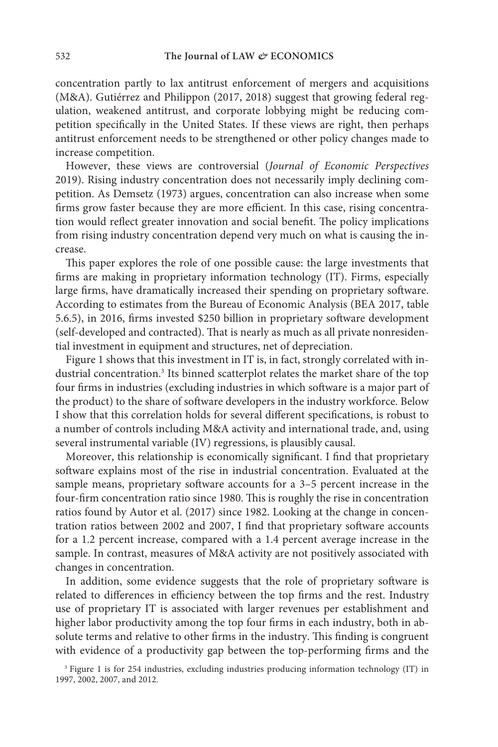concentration partly to lax antitrust enforcement of mergers and acquisitions (M&A). Gutiérrez and Philippon (2017, 2018) suggest that growing federal regulation, weakened antitrust, and corporate lobbying might be reducing competition specifically in the United States. If these views are right, then perhaps antitrust enforcement needs to be strengthened or other policy changes made to increase competition.

However, these views are controversial (*Journal of Economic Perspectives* 2019). Rising industry concentration does not necessarily imply declining competition. As Demsetz (1973) argues, concentration can also increase when some firms grow faster because they are more efficient. In this case, rising concentration would reflect greater innovation and social benefit. The policy implications from rising industry concentration depend very much on what is causing the increase.

This paper explores the role of one possible cause: the large investments that firms are making in proprietary information technology (IT). Firms, especially large firms, have dramatically increased their spending on proprietary software. According to estimates from the Bureau of Economic Analysis (BEA 2017, table 5.6.5), in 2016, firms invested $250 billion in proprietary software development (self-developed and contracted). That is nearly as much as all private nonresidential investment in equipment and structures, net of depreciation.

Figure 1 shows that this investment in IT is, in fact, strongly correlated with industrial concentration.[3] Its binned scatterplot relates the market share of the top four firms in industries (excluding industries in which software is a major part of the product) to the share of software developers in the industry workforce. Below I show that this correlation holds for several different specifications, is robust to a number of controls including M&A activity and international trade, and, using several instrumental variable (IV) regressions, is plausibly causal.

Moreover, this relationship is economically significant. I find that proprietary software explains most of the rise in industrial concentration. Evaluated at the sample means, proprietary software accounts for a 3–5 percent increase in the four-firm concentration ratio since 1980. This is roughly the rise in concentration ratios found by Autor et al. (2017) since 1982. Looking at the change in concentration ratios between 2002 and 2007, I find that proprietary software accounts for a 1.2 percent increase, compared with a 1.4 percent average increase in the sample. In contrast, measures of M&A activity are not positively associated with changes in concentration.

In addition, some evidence suggests that the role of proprietary software is related to differences in efficiency between the top firms and the rest. Industry use of proprietary IT is associated with larger revenues per establishment and higher labor productivity among the top four firms in each industry, both in absolute terms and relative to other firms in the industry. This finding is congruent with evidence of a productivity gap between the top-performing firms and the

[3] Figure 1 is for 254 industries, excluding industries producing information technology (IT) in 1997, 2002, 2007, and 2012.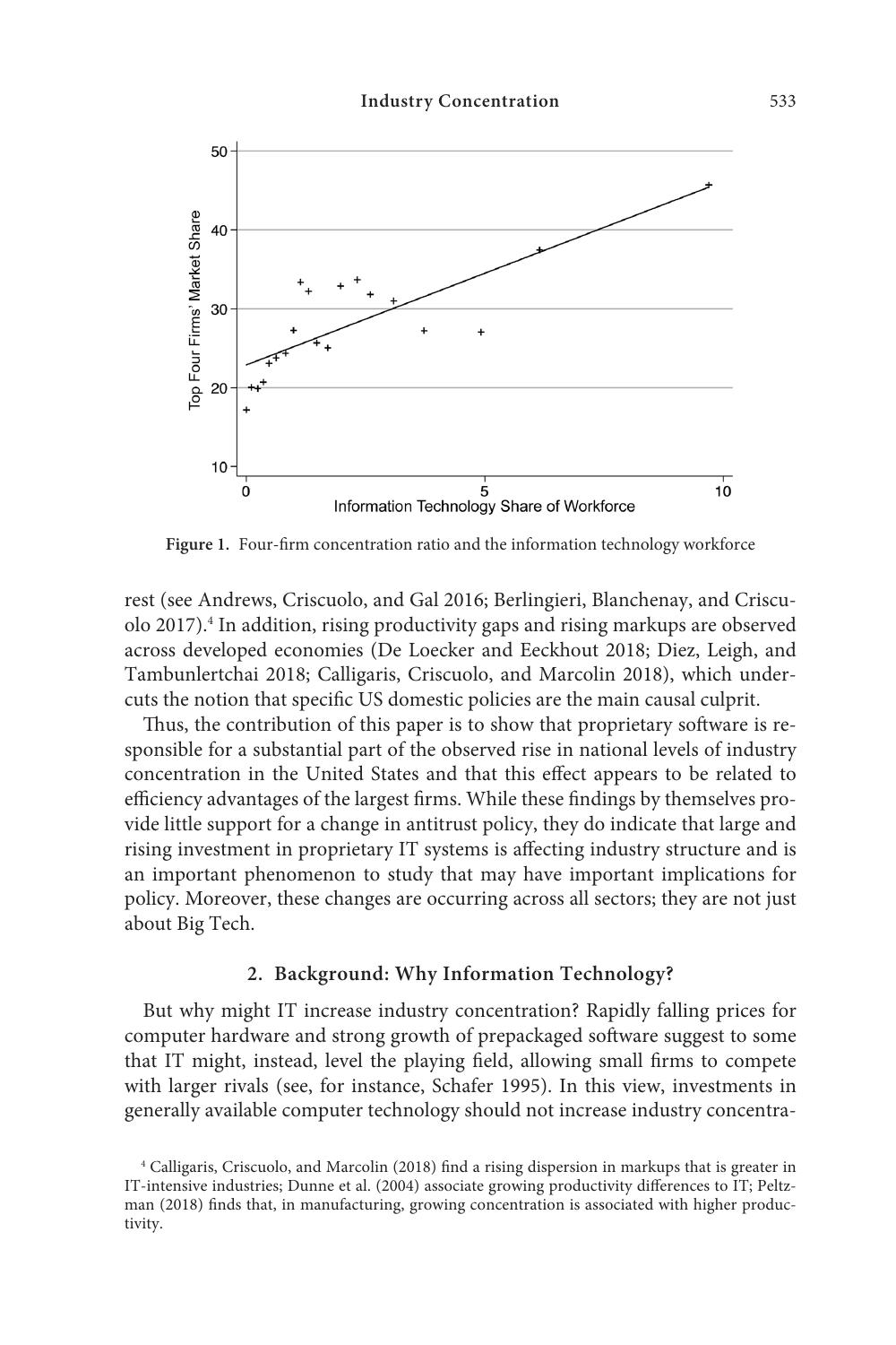Figure 1. Four-firm concentration ratio and the information technology workforce

rest (see Andrews, Criscuolo, and Gal 2016; Berlingieri, Blanchenay, and Criscuolo 2017).[4] In addition, rising productivity gaps and rising markups are observed across developed economies (De Loecker and Eeckhout 2018; Diez, Leigh, and Tambunlertchai 2018; Calligaris, Criscuolo, and Marcolin 2018), which undercuts the notion that specific US domestic policies are the main causal culprit.

Thus, the contribution of this paper is to show that proprietary software is responsible for a substantial part of the observed rise in national levels of industry concentration in the United States and that this effect appears to be related to efficiency advantages of the largest firms. While these findings by themselves provide little support for a change in antitrust policy, they do indicate that large and rising investment in proprietary IT systems is affecting industry structure and is an important phenomenon to study that may have important implications for policy. Moreover, these changes are occurring across all sectors; they are not just about Big Tech.

## 2. Background: Why Information Technology?

But why might IT increase industry concentration? Rapidly falling prices for computer hardware and strong growth of prepackaged software suggest to some that IT might, instead, level the playing field, allowing small firms to compete with larger rivals (see, for instance, Schafer 1995). In this view, investments in generally available computer technology should not increase industry concentra-

[4] Calligaris, Criscuolo, and Marcolin (2018) find a rising dispersion in markups that is greater in IT-intensive industries; Dunne et al. (2004) associate growing productivity differences to IT; Peltzman (2018) finds that, in manufacturing, growing concentration is associated with higher productivity.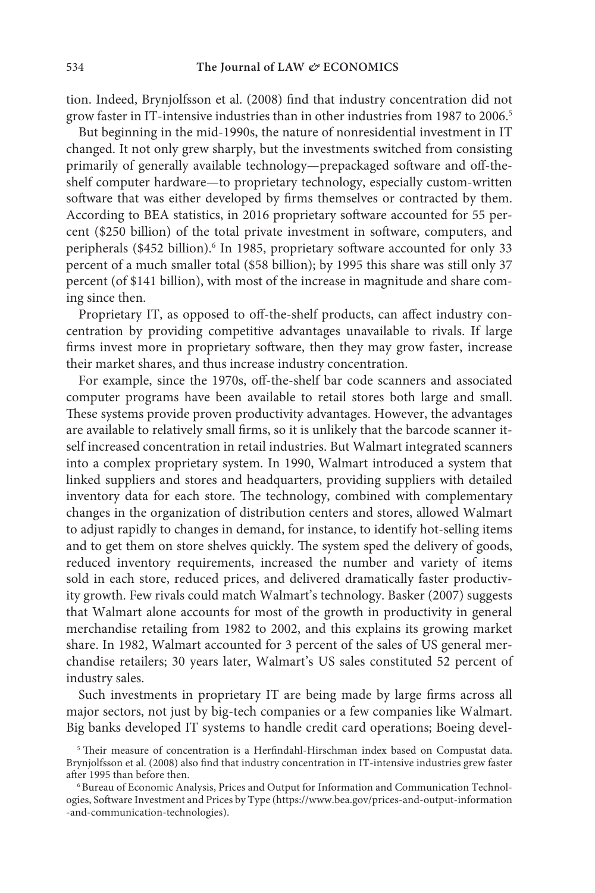tion. Indeed, Brynjolfsson et al. (2008) find that industry concentration did not grow faster in IT-intensive industries than in other industries from 1987 to 2006.[5]

But beginning in the mid-1990s, the nature of nonresidential investment in IT changed. It not only grew sharply, but the investments switched from consisting primarily of generally available technology—prepackaged software and off-the-shelf computer hardware—to proprietary technology, especially custom-written software that was either developed by firms themselves or contracted by them. According to BEA statistics, in 2016 proprietary software accounted for 55 percent ($250 billion) of the total private investment in software, computers, and peripherals ($452 billion).[6] In 1985, proprietary software accounted for only 33 percent of a much smaller total ($58 billion); by 1995 this share was still only 37 percent (of $141 billion), with most of the increase in magnitude and share coming since then.

Proprietary IT, as opposed to off-the-shelf products, can affect industry concentration by providing competitive advantages unavailable to rivals. If large firms invest more in proprietary software, then they may grow faster, increase their market shares, and thus increase industry concentration.

For example, since the 1970s, off-the-shelf bar code scanners and associated computer programs have been available to retail stores both large and small. These systems provide proven productivity advantages. However, the advantages are available to relatively small firms, so it is unlikely that the barcode scanner itself increased concentration in retail industries. But Walmart integrated scanners into a complex proprietary system. In 1990, Walmart introduced a system that linked suppliers and stores and headquarters, providing suppliers with detailed inventory data for each store. The technology, combined with complementary changes in the organization of distribution centers and stores, allowed Walmart to adjust rapidly to changes in demand, for instance, to identify hot-selling items and to get them on store shelves quickly. The system sped the delivery of goods, reduced inventory requirements, increased the number and variety of items sold in each store, reduced prices, and delivered dramatically faster productivity growth. Few rivals could match Walmart's technology. Basker (2007) suggests that Walmart alone accounts for most of the growth in productivity in general merchandise retailing from 1982 to 2002, and this explains its growing market share. In 1982, Walmart accounted for 3 percent of the sales of US general merchandise retailers; 30 years later, Walmart's US sales constituted 52 percent of industry sales.

Such investments in proprietary IT are being made by large firms across all major sectors, not just by big-tech companies or a few companies like Walmart. Big banks developed IT systems to handle credit card operations; Boeing devel-

[5] Their measure of concentration is a Herfindahl-Hirschman index based on Compustat data. Brynjolfsson et al. (2008) also find that industry concentration in IT-intensive industries grew faster after 1995 than before then.

[6] Bureau of Economic Analysis, Prices and Output for Information and Communication Technologies, Software Investment and Prices by Type (https://www.bea.gov/prices-and-output-information-and-communication-technologies).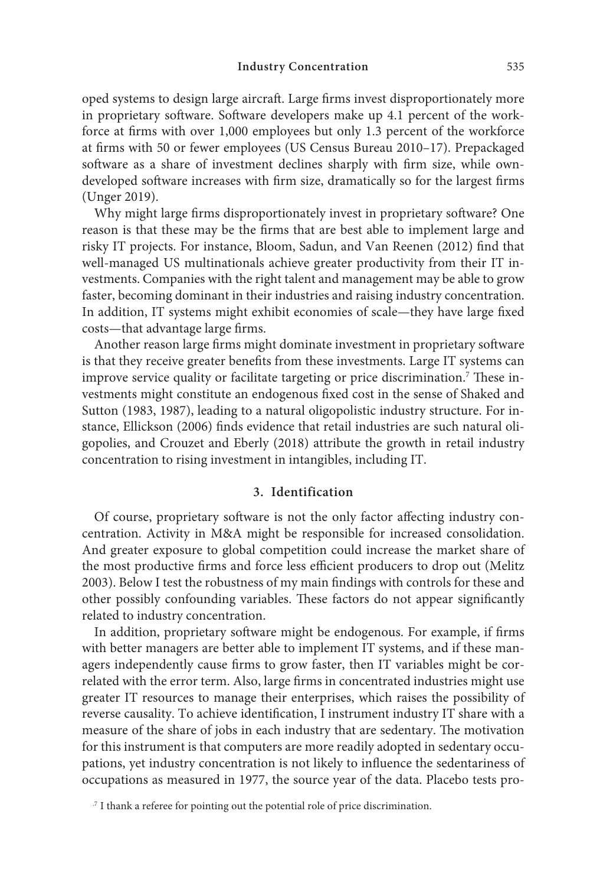oped systems to design large aircraft. Large firms invest disproportionately more in proprietary software. Software developers make up 4.1 percent of the workforce at firms with over 1,000 employees but only 1.3 percent of the workforce at firms with 50 or fewer employees (US Census Bureau 2010–17). Prepackaged software as a share of investment declines sharply with firm size, while own-developed software increases with firm size, dramatically so for the largest firms (Unger 2019).

Why might large firms disproportionately invest in proprietary software? One reason is that these may be the firms that are best able to implement large and risky IT projects. For instance, Bloom, Sadun, and Van Reenen (2012) find that well-managed US multinationals achieve greater productivity from their IT investments. Companies with the right talent and management may be able to grow faster, becoming dominant in their industries and raising industry concentration. In addition, IT systems might exhibit economies of scale—they have large fixed costs—that advantage large firms.

Another reason large firms might dominate investment in proprietary software is that they receive greater benefits from these investments. Large IT systems can improve service quality or facilitate targeting or price discrimination.[7] These investments might constitute an endogenous fixed cost in the sense of Shaked and Sutton (1983, 1987), leading to a natural oligopolistic industry structure. For instance, Ellickson (2006) finds evidence that retail industries are such natural oligopolies, and Crouzet and Eberly (2018) attribute the growth in retail industry concentration to rising investment in intangibles, including IT.

## 3. Identification

Of course, proprietary software is not the only factor affecting industry concentration. Activity in M&A might be responsible for increased consolidation. And greater exposure to global competition could increase the market share of the most productive firms and force less efficient producers to drop out (Melitz 2003). Below I test the robustness of my main findings with controls for these and other possibly confounding variables. These factors do not appear significantly related to industry concentration.

In addition, proprietary software might be endogenous. For example, if firms with better managers are better able to implement IT systems, and if these managers independently cause firms to grow faster, then IT variables might be correlated with the error term. Also, large firms in concentrated industries might use greater IT resources to manage their enterprises, which raises the possibility of reverse causality. To achieve identification, I instrument industry IT share with a measure of the share of jobs in each industry that are sedentary. The motivation for this instrument is that computers are more readily adopted in sedentary occupations, yet industry concentration is not likely to influence the sedentariness of occupations as measured in 1977, the source year of the data. Placebo tests pro-

[7] I thank a referee for pointing out the potential role of price discrimination.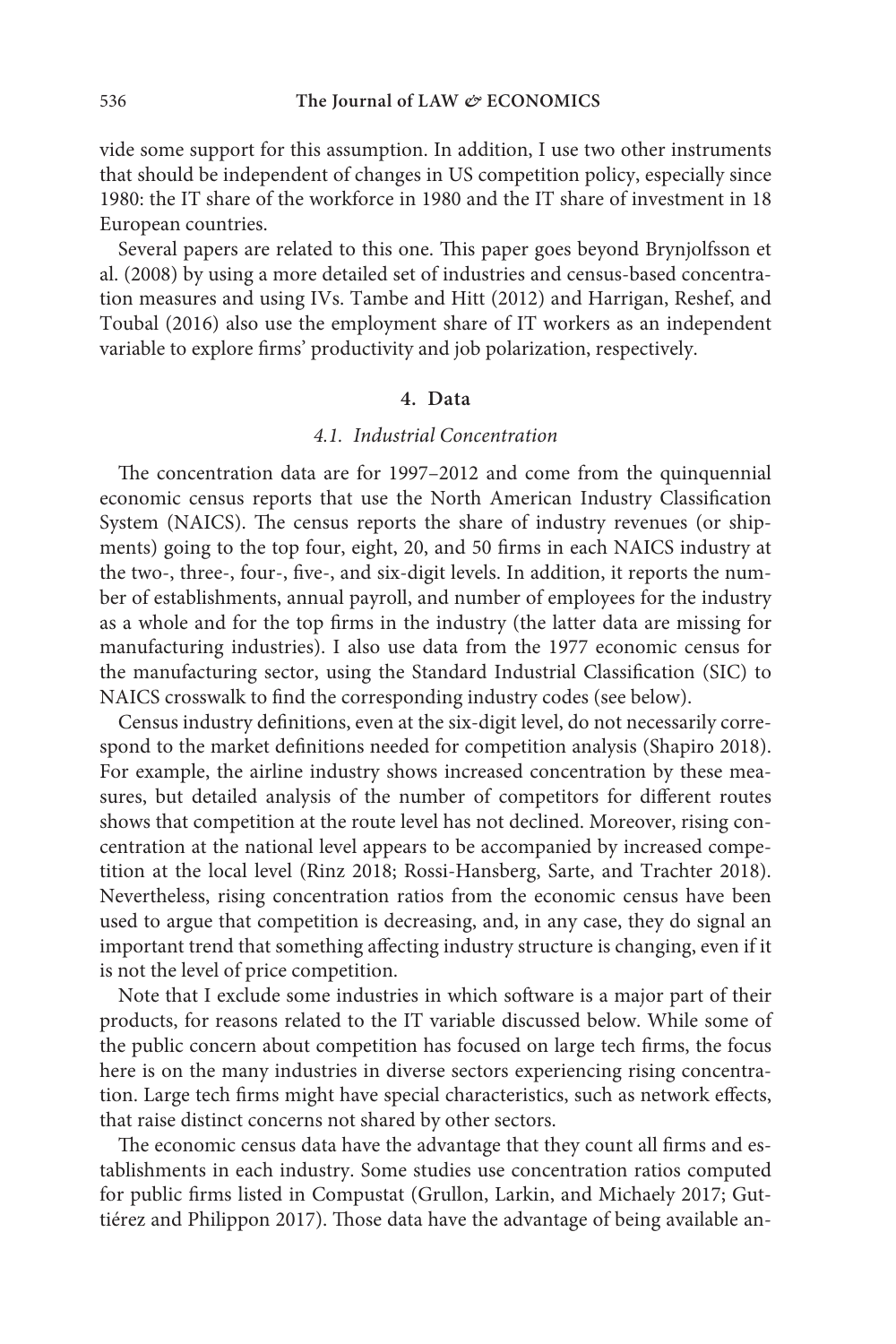vide some support for this assumption. In addition, I use two other instruments that should be independent of changes in US competition policy, especially since 1980: the IT share of the workforce in 1980 and the IT share of investment in 18 European countries.

Several papers are related to this one. This paper goes beyond Brynjolfsson et al. (2008) by using a more detailed set of industries and census-based concentration measures and using IVs. Tambe and Hitt (2012) and Harrigan, Reshef, and Toubal (2016) also use the employment share of IT workers as an independent variable to explore firms' productivity and job polarization, respectively.

## 4. Data

### 4.1. Industrial Concentration

The concentration data are for 1997–2012 and come from the quinquennial economic census reports that use the North American Industry Classification System (NAICS). The census reports the share of industry revenues (or shipments) going to the top four, eight, 20, and 50 firms in each NAICS industry at the two-, three-, four-, five-, and six-digit levels. In addition, it reports the number of establishments, annual payroll, and number of employees for the industry as a whole and for the top firms in the industry (the latter data are missing for manufacturing industries). I also use data from the 1977 economic census for the manufacturing sector, using the Standard Industrial Classification (SIC) to NAICS crosswalk to find the corresponding industry codes (see below).

Census industry definitions, even at the six-digit level, do not necessarily correspond to the market definitions needed for competition analysis (Shapiro 2018). For example, the airline industry shows increased concentration by these measures, but detailed analysis of the number of competitors for different routes shows that competition at the route level has not declined. Moreover, rising concentration at the national level appears to be accompanied by increased competition at the local level (Rinz 2018; Rossi-Hansberg, Sarte, and Trachter 2018). Nevertheless, rising concentration ratios from the economic census have been used to argue that competition is decreasing, and, in any case, they do signal an important trend that something affecting industry structure is changing, even if it is not the level of price competition.

Note that I exclude some industries in which software is a major part of their products, for reasons related to the IT variable discussed below. While some of the public concern about competition has focused on large tech firms, the focus here is on the many industries in diverse sectors experiencing rising concentration. Large tech firms might have special characteristics, such as network effects, that raise distinct concerns not shared by other sectors.

The economic census data have the advantage that they count all firms and establishments in each industry. Some studies use concentration ratios computed for public firms listed in Compustat (Grullon, Larkin, and Michaely 2017; Gutiérez and Philippon 2017). Those data have the advantage of being available an-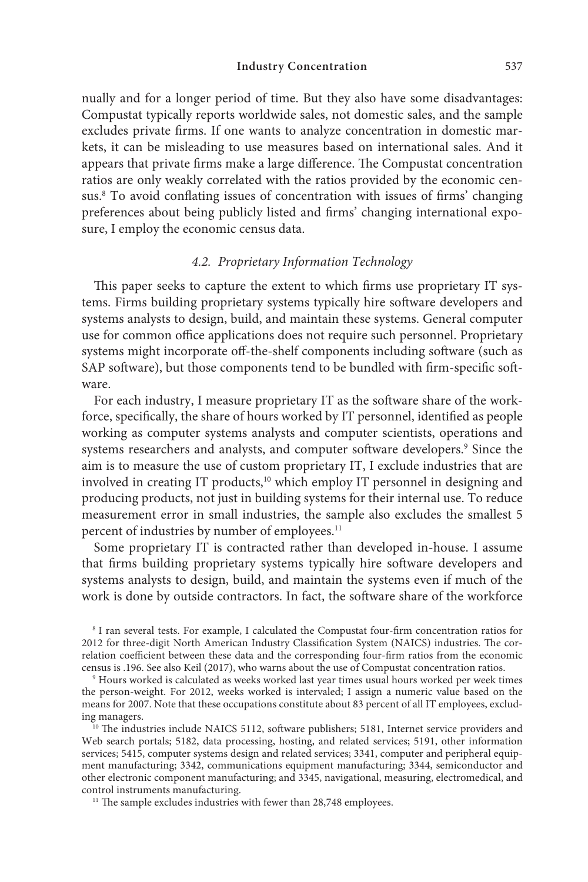nually and for a longer period of time. But they also have some disadvantages: Compustat typically reports worldwide sales, not domestic sales, and the sample excludes private firms. If one wants to analyze concentration in domestic markets, it can be misleading to use measures based on international sales. And it appears that private firms make a large difference. The Compustat concentration ratios are only weakly correlated with the ratios provided by the economic census.[8] To avoid conflating issues of concentration with issues of firms' changing preferences about being publicly listed and firms' changing international exposure, I employ the economic census data.

### *4.2. Proprietary Information Technology*

This paper seeks to capture the extent to which firms use proprietary IT systems. Firms building proprietary systems typically hire software developers and systems analysts to design, build, and maintain these systems. General computer use for common office applications does not require such personnel. Proprietary systems might incorporate off-the-shelf components including software (such as SAP software), but those components tend to be bundled with firm-specific software.

For each industry, I measure proprietary IT as the software share of the workforce, specifically, the share of hours worked by IT personnel, identified as people working as computer systems analysts and computer scientists, operations and systems researchers and analysts, and computer software developers.[9] Since the aim is to measure the use of custom proprietary IT, I exclude industries that are involved in creating IT products,[10] which employ IT personnel in designing and producing products, not just in building systems for their internal use. To reduce measurement error in small industries, the sample also excludes the smallest 5 percent of industries by number of employees.[11]

Some proprietary IT is contracted rather than developed in-house. I assume that firms building proprietary systems typically hire software developers and systems analysts to design, build, and maintain the systems even if much of the work is done by outside contractors. In fact, the software share of the workforce

---

[8] I ran several tests. For example, I calculated the Compustat four-firm concentration ratios for 2012 for three-digit North American Industry Classification System (NAICS) industries. The correlation coefficient between these data and the corresponding four-firm ratios from the economic census is .196. See also Keil (2017), who warns about the use of Compustat concentration ratios.

[9] Hours worked is calculated as weeks worked last year times usual hours worked per week times the person-weight. For 2012, weeks worked is intervaled; I assign a numeric value based on the means for 2007. Note that these occupations constitute about 83 percent of all IT employees, excluding managers.

[10] The industries include NAICS 5112, software publishers; 5181, Internet service providers and Web search portals; 5182, data processing, hosting, and related services; 5191, other information services; 5415, computer systems design and related services; 3341, computer and peripheral equipment manufacturing; 3342, communications equipment manufacturing; 3344, semiconductor and other electronic component manufacturing; and 3345, navigational, measuring, electromedical, and control instruments manufacturing.

[11] The sample excludes industries with fewer than 28,748 employees.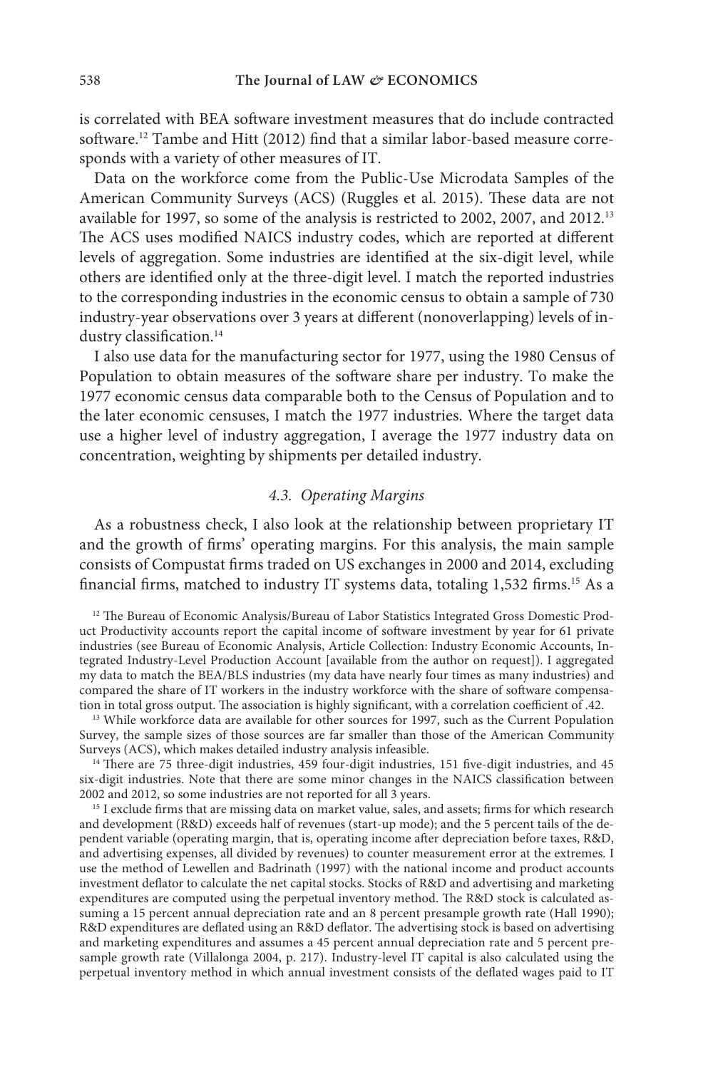is correlated with BEA software investment measures that do include contracted software.[12] Tambe and Hitt (2012) find that a similar labor-based measure corresponds with a variety of other measures of IT.

Data on the workforce come from the Public-Use Microdata Samples of the American Community Surveys (ACS) (Ruggles et al. 2015). These data are not available for 1997, so some of the analysis is restricted to 2002, 2007, and 2012.[13] The ACS uses modified NAICS industry codes, which are reported at different levels of aggregation. Some industries are identified at the six-digit level, while others are identified only at the three-digit level. I match the reported industries to the corresponding industries in the economic census to obtain a sample of 730 industry-year observations over 3 years at different (nonoverlapping) levels of industry classification.[14]

I also use data for the manufacturing sector for 1977, using the 1980 Census of Population to obtain measures of the software share per industry. To make the 1977 economic census data comparable both to the Census of Population and to the later economic censuses, I match the 1977 industries. Where the target data use a higher level of industry aggregation, I average the 1977 industry data on concentration, weighting by shipments per detailed industry.

### *4.3. Operating Margins*

As a robustness check, I also look at the relationship between proprietary IT and the growth of firms' operating margins. For this analysis, the main sample consists of Compustat firms traded on US exchanges in 2000 and 2014, excluding financial firms, matched to industry IT systems data, totaling 1,532 firms.[15] As a

[12] The Bureau of Economic Analysis/Bureau of Labor Statistics Integrated Gross Domestic Product Productivity accounts report the capital income of software investment by year for 61 private industries (see Bureau of Economic Analysis, Article Collection: Industry Economic Accounts, Integrated Industry-Level Production Account [available from the author on request]). I aggregated my data to match the BEA/BLS industries (my data have nearly four times as many industries) and compared the share of IT workers in the industry workforce with the share of software compensation in total gross output. The association is highly significant, with a correlation coefficient of .42.

[13] While workforce data are available for other sources for 1997, such as the Current Population Survey, the sample sizes of those sources are far smaller than those of the American Community Surveys (ACS), which makes detailed industry analysis infeasible.

[14] There are 75 three-digit industries, 459 four-digit industries, 151 five-digit industries, and 45 six-digit industries. Note that there are some minor changes in the NAICS classification between 2002 and 2012, so some industries are not reported for all 3 years.

[15] I exclude firms that are missing data on market value, sales, and assets; firms for which research and development (R&D) exceeds half of revenues (start-up mode); and the 5 percent tails of the dependent variable (operating margin, that is, operating income after depreciation before taxes, R&D, and advertising expenses, all divided by revenues) to counter measurement error at the extremes. I use the method of Lewellen and Badrinath (1997) with the national income and product accounts investment deflator to calculate the net capital stocks. Stocks of R&D and advertising and marketing expenditures are computed using the perpetual inventory method. The R&D stock is calculated assuming a 15 percent annual depreciation rate and an 8 percent presample growth rate (Hall 1990); R&D expenditures are deflated using an R&D deflator. The advertising stock is based on advertising and marketing expenditures and assumes a 45 percent annual depreciation rate and 5 percent presample growth rate (Villalonga 2004, p. 217). Industry-level IT capital is also calculated using the perpetual inventory method in which annual investment consists of the deflated wages paid to IT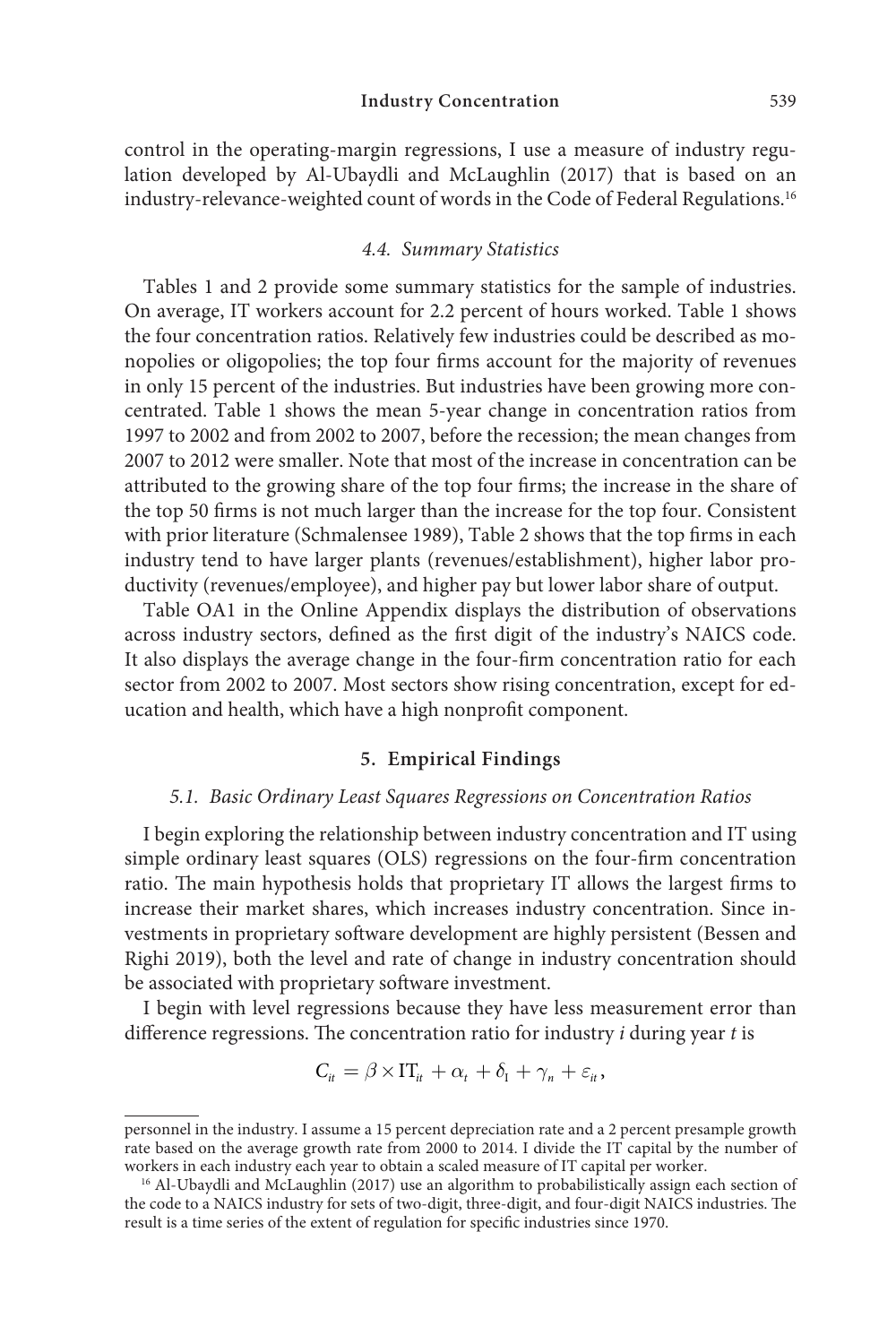control in the operating-margin regressions, I use a measure of industry regulation developed by Al-Ubaydli and McLaughlin (2017) that is based on an industry-relevance-weighted count of words in the Code of Federal Regulations.[16]

### 4.4. Summary Statistics

Tables 1 and 2 provide some summary statistics for the sample of industries. On average, IT workers account for 2.2 percent of hours worked. Table 1 shows the four concentration ratios. Relatively few industries could be described as monopolies or oligopolies; the top four firms account for the majority of revenues in only 15 percent of the industries. But industries have been growing more concentrated. Table 1 shows the mean 5-year change in concentration ratios from 1997 to 2002 and from 2002 to 2007, before the recession; the mean changes from 2007 to 2012 were smaller. Note that most of the increase in concentration can be attributed to the growing share of the top four firms; the increase in the share of the top 50 firms is not much larger than the increase for the top four. Consistent with prior literature (Schmalensee 1989), Table 2 shows that the top firms in each industry tend to have larger plants (revenues/establishment), higher labor productivity (revenues/employee), and higher pay but lower labor share of output.

Table OA1 in the Online Appendix displays the distribution of observations across industry sectors, defined as the first digit of the industry's NAICS code. It also displays the average change in the four-firm concentration ratio for each sector from 2002 to 2007. Most sectors show rising concentration, except for education and health, which have a high nonprofit component.

## 5. Empirical Findings

### 5.1. Basic Ordinary Least Squares Regressions on Concentration Ratios

I begin exploring the relationship between industry concentration and IT using simple ordinary least squares (OLS) regressions on the four-firm concentration ratio. The main hypothesis holds that proprietary IT allows the largest firms to increase their market shares, which increases industry concentration. Since investments in proprietary software development are highly persistent (Bessen and Righi 2019), both the level and rate of change in industry concentration should be associated with proprietary software investment.

I begin with level regressions because they have less measurement error than difference regressions. The concentration ratio for industry *i* during year *t* is

$$C_{it} = \beta \times \mathrm{IT}_{it} + \alpha_t + \delta_\mathrm{I} + \gamma_n + \varepsilon_{it},$$

---

personnel in the industry. I assume a 15 percent depreciation rate and a 2 percent presample growth rate based on the average growth rate from 2000 to 2014. I divide the IT capital by the number of workers in each industry each year to obtain a scaled measure of IT capital per worker.

[16] Al-Ubaydli and McLaughlin (2017) use an algorithm to probabilistically assign each section of the code to a NAICS industry for sets of two-digit, three-digit, and four-digit NAICS industries. The result is a time series of the extent of regulation for specific industries since 1970.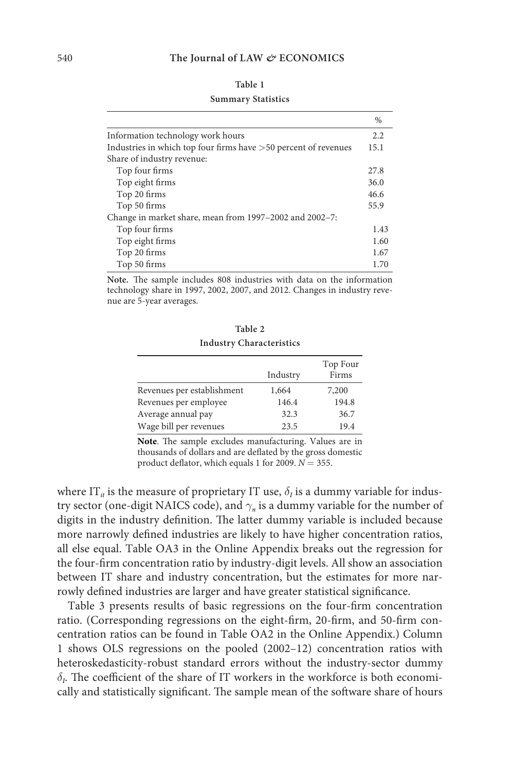**Table 1**

**Summary Statistics**

| | % |
|---|---|
| Information technology work hours | 2.2 |
| Industries in which top four firms have >50 percent of revenues | 15.1 |
| Share of industry revenue: | |
| Top four firms | 27.8 |
| Top eight firms | 36.0 |
| Top 20 firms | 46.6 |
| Top 50 firms | 55.9 |
| Change in market share, mean from 1997–2002 and 2002–7: | |
| Top four firms | 1.43 |
| Top eight firms | 1.60 |
| Top 20 firms | 1.67 |
| Top 50 firms | 1.70 |

**Note.** The sample includes 808 industries with data on the information technology share in 1997, 2002, 2007, and 2012. Changes in industry revenue are 5-year averages.

**Table 2**

**Industry Characteristics**

| | Industry | Top Four Firms |
|---|---|---|
| Revenues per establishment | 1,664 | 7,200 |
| Revenues per employee | 146.4 | 194.8 |
| Average annual pay | 32.3 | 36.7 |
| Wage bill per revenues | 23.5 | 19.4 |

**Note**. The sample excludes manufacturing. Values are in thousands of dollars and are deflated by the gross domestic product deflator, which equals 1 for 2009. $N = 355$.

where $\text{IT}_{it}$ is the measure of proprietary IT use, $\delta_I$ is a dummy variable for industry sector (one-digit NAICS code), and $\gamma_n$ is a dummy variable for the number of digits in the industry definition. The latter dummy variable is included because more narrowly defined industries are likely to have higher concentration ratios, all else equal. Table OA3 in the Online Appendix breaks out the regression for the four-firm concentration ratio by industry-digit levels. All show an association between IT share and industry concentration, but the estimates for more narrowly defined industries are larger and have greater statistical significance.

Table 3 presents results of basic regressions on the four-firm concentration ratio. (Corresponding regressions on the eight-firm, 20-firm, and 50-firm concentration ratios can be found in Table OA2 in the Online Appendix.) Column 1 shows OLS regressions on the pooled (2002–12) concentration ratios with heteroskedasticity-robust standard errors without the industry-sector dummy $\delta_I$. The coefficient of the share of IT workers in the workforce is both economically and statistically significant. The sample mean of the software share of hours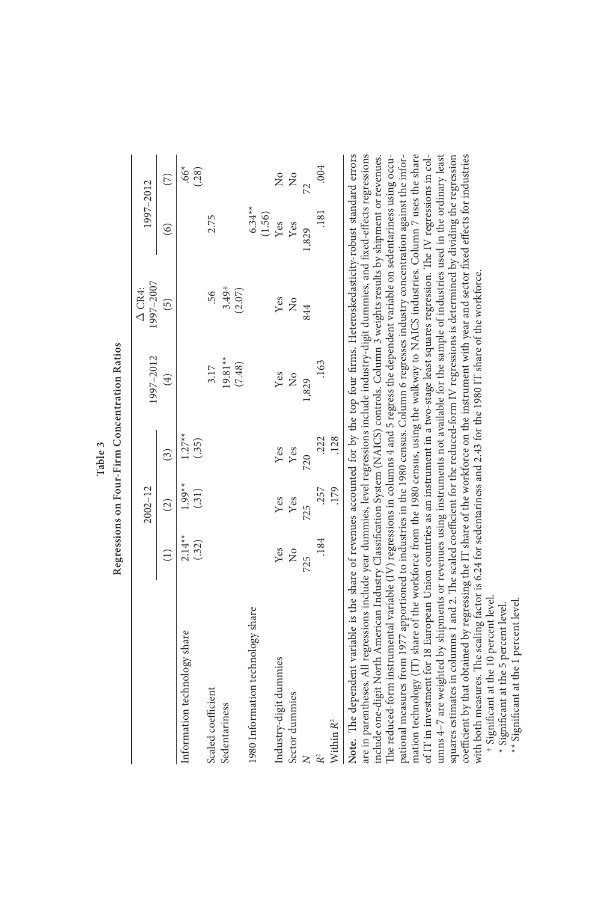**Table 3**

**Regressions on Four-Firm Concentration Ratios**

| | 2002–12 | | | 1997–2012 | Δ CR4: 1997–2007 | 1997–2012 | |
|---|---|---|---|---|---|---|---|
| | (1) | (2) | (3) | (4) | (5) | (6) | (7) |
| Information technology share | 2.14** | 1.99** | 1.27** | | | | .66* |
| | (.32) | (.31) | (.35) | | | | (.28) |
| Scaled coefficient | | | | 3.17 | .56 | 2.75 | |
| Sedentariness | | | | 19.81** | 3.49+ | | |
| | | | | (7.48) | (2.07) | | |
| 1980 Information technology share | | | | | | 6.34** | |
| | | | | | | (1.56) | |
| Industry-digit dummies | Yes | Yes | Yes | Yes | Yes | Yes | No |
| Sector dummies | No | Yes | Yes | No | No | Yes | No |
| $N$ | 725 | 725 | 720 | 1,829 | 844 | 1,829 | 72 |
| $R^2$ | .184 | .257 | .222 | .163 | | .181 | .004 |
| Within $R^2$ | | .179 | .128 | | | | |

**Note.** The dependent variable is the share of revenues accounted for by the top four firms. Heteroskedasticity-robust standard errors are in parentheses. All regressions include year dummies, level regressions include industry-digit dummies, and fixed-effects regressions include one-digit North American Industry Classification System (NAICS) controls. Column 3 weights results by shipment or revenues. The reduced-form instrumental variable (IV) regressions in columns 4 and 5 regress the dependent variable on sedentariness using occupational measures from 1977 apportioned to industries in the 1980 census. Column 6 regresses industry concentration against the information technology (IT) share of the workforce from the 1980 census, using the walkway to NAICS industries. Column 7 uses the share of IT in investment for 18 European Union countries as an instrument in a two-stage least squares regression. The IV regressions in columns 4–7 are weighted by shipments or revenues using instruments not available for the sample of industries used in the ordinary least squares estimates in columns 1 and 2. The scaled coefficient for the reduced-form IV regressions is determined by dividing the regression coefficient by that obtained by regressing the IT share of the workforce on the instrument with year and sector fixed effects for industries with both measures. The scaling factor is 6.24 for sedentariness and 2.43 for the 1980 IT share of the workforce.

+ Significant at the 10 percent level.

\* Significant at the 5 percent level.

\*\* Significant at the 1 percent level.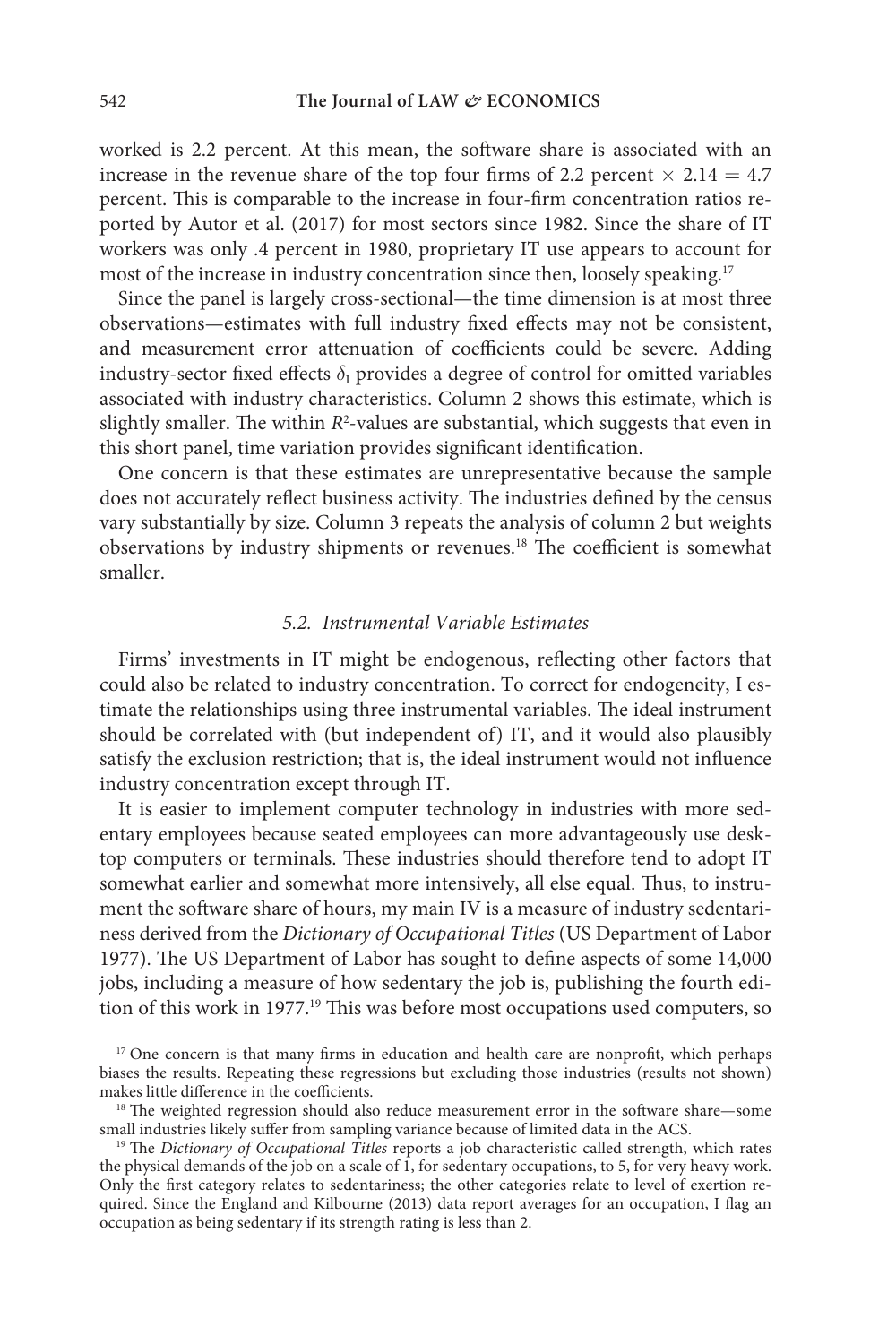worked is 2.2 percent. At this mean, the software share is associated with an increase in the revenue share of the top four firms of 2.2 percent $\times$ 2.14 = 4.7 percent. This is comparable to the increase in four-firm concentration ratios reported by Autor et al. (2017) for most sectors since 1982. Since the share of IT workers was only .4 percent in 1980, proprietary IT use appears to account for most of the increase in industry concentration since then, loosely speaking.[17]

Since the panel is largely cross-sectional—the time dimension is at most three observations—estimates with full industry fixed effects may not be consistent, and measurement error attenuation of coefficients could be severe. Adding industry-sector fixed effects $\delta_I$ provides a degree of control for omitted variables associated with industry characteristics. Column 2 shows this estimate, which is slightly smaller. The within $R^2$-values are substantial, which suggests that even in this short panel, time variation provides significant identification.

One concern is that these estimates are unrepresentative because the sample does not accurately reflect business activity. The industries defined by the census vary substantially by size. Column 3 repeats the analysis of column 2 but weights observations by industry shipments or revenues.[18] The coefficient is somewhat smaller.

### 5.2. Instrumental Variable Estimates

Firms' investments in IT might be endogenous, reflecting other factors that could also be related to industry concentration. To correct for endogeneity, I estimate the relationships using three instrumental variables. The ideal instrument should be correlated with (but independent of) IT, and it would also plausibly satisfy the exclusion restriction; that is, the ideal instrument would not influence industry concentration except through IT.

It is easier to implement computer technology in industries with more sedentary employees because seated employees can more advantageously use desktop computers or terminals. These industries should therefore tend to adopt IT somewhat earlier and somewhat more intensively, all else equal. Thus, to instrument the software share of hours, my main IV is a measure of industry sedentariness derived from the *Dictionary of Occupational Titles* (US Department of Labor 1977). The US Department of Labor has sought to define aspects of some 14,000 jobs, including a measure of how sedentary the job is, publishing the fourth edition of this work in 1977.[19] This was before most occupations used computers, so

[17] One concern is that many firms in education and health care are nonprofit, which perhaps biases the results. Repeating these regressions but excluding those industries (results not shown) makes little difference in the coefficients.

[18] The weighted regression should also reduce measurement error in the software share—some small industries likely suffer from sampling variance because of limited data in the ACS.

[19] The *Dictionary of Occupational Titles* reports a job characteristic called strength, which rates the physical demands of the job on a scale of 1, for sedentary occupations, to 5, for very heavy work. Only the first category relates to sedentariness; the other categories relate to level of exertion required. Since the England and Kilbourne (2013) data report averages for an occupation, I flag an occupation as being sedentary if its strength rating is less than 2.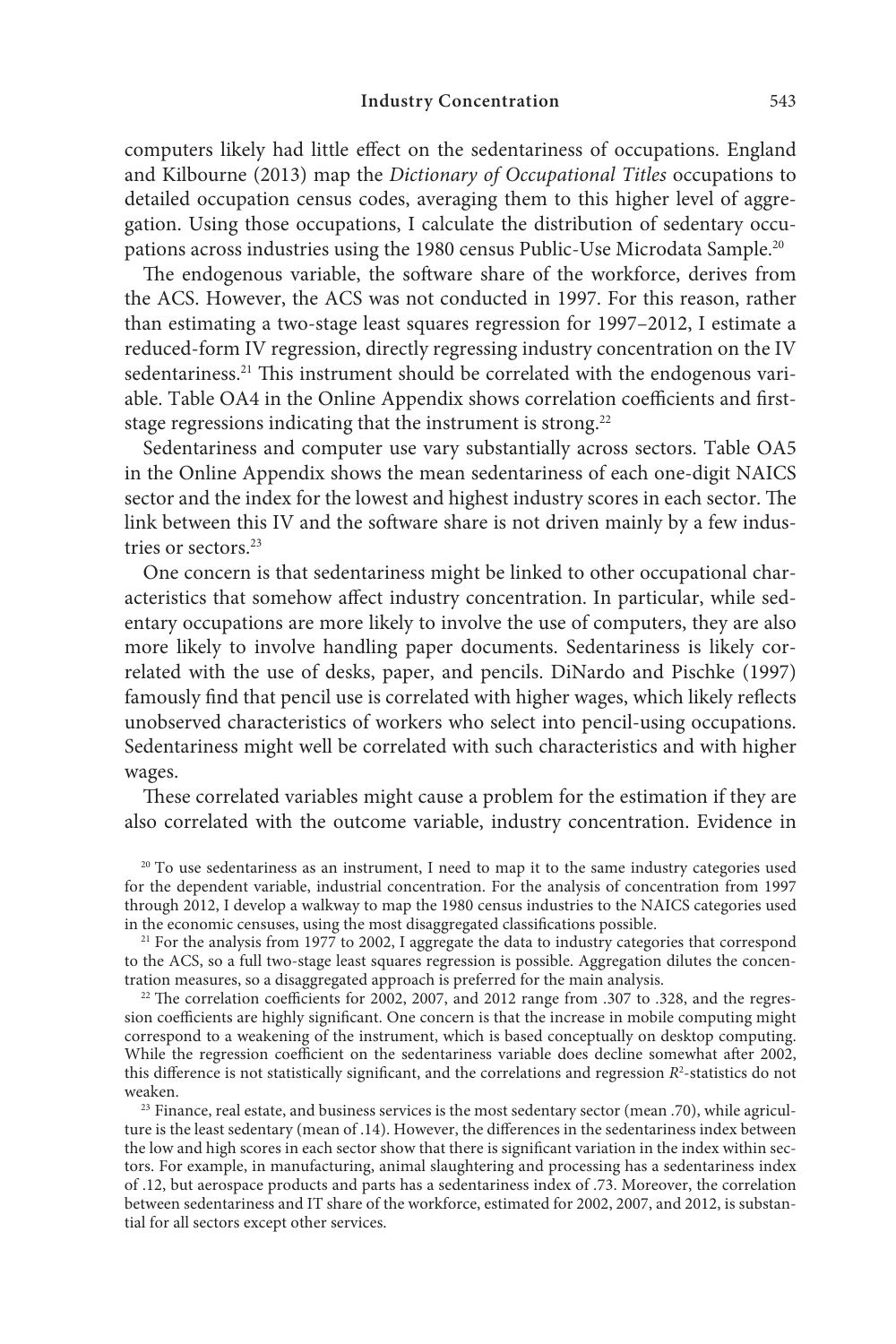computers likely had little effect on the sedentariness of occupations. England and Kilbourne (2013) map the *Dictionary of Occupational Titles* occupations to detailed occupation census codes, averaging them to this higher level of aggregation. Using those occupations, I calculate the distribution of sedentary occupations across industries using the 1980 census Public-Use Microdata Sample.[20]

The endogenous variable, the software share of the workforce, derives from the ACS. However, the ACS was not conducted in 1997. For this reason, rather than estimating a two-stage least squares regression for 1997–2012, I estimate a reduced-form IV regression, directly regressing industry concentration on the IV sedentariness.[21] This instrument should be correlated with the endogenous variable. Table OA4 in the Online Appendix shows correlation coefficients and first-stage regressions indicating that the instrument is strong.[22]

Sedentariness and computer use vary substantially across sectors. Table OA5 in the Online Appendix shows the mean sedentariness of each one-digit NAICS sector and the index for the lowest and highest industry scores in each sector. The link between this IV and the software share is not driven mainly by a few industries or sectors.[23]

One concern is that sedentariness might be linked to other occupational characteristics that somehow affect industry concentration. In particular, while sedentary occupations are more likely to involve the use of computers, they are also more likely to involve handling paper documents. Sedentariness is likely correlated with the use of desks, paper, and pencils. DiNardo and Pischke (1997) famously find that pencil use is correlated with higher wages, which likely reflects unobserved characteristics of workers who select into pencil-using occupations. Sedentariness might well be correlated with such characteristics and with higher wages.

These correlated variables might cause a problem for the estimation if they are also correlated with the outcome variable, industry concentration. Evidence in

[20] To use sedentariness as an instrument, I need to map it to the same industry categories used for the dependent variable, industrial concentration. For the analysis of concentration from 1997 through 2012, I develop a walkway to map the 1980 census industries to the NAICS categories used in the economic censuses, using the most disaggregated classifications possible.

[21] For the analysis from 1977 to 2002, I aggregate the data to industry categories that correspond to the ACS, so a full two-stage least squares regression is possible. Aggregation dilutes the concentration measures, so a disaggregated approach is preferred for the main analysis.

[22] The correlation coefficients for 2002, 2007, and 2012 range from .307 to .328, and the regression coefficients are highly significant. One concern is that the increase in mobile computing might correspond to a weakening of the instrument, which is based conceptually on desktop computing. While the regression coefficient on the sedentariness variable does decline somewhat after 2002, this difference is not statistically significant, and the correlations and regression $R^2$-statistics do not weaken.

[23] Finance, real estate, and business services is the most sedentary sector (mean .70), while agriculture is the least sedentary (mean of .14). However, the differences in the sedentariness index between the low and high scores in each sector show that there is significant variation in the index within sectors. For example, in manufacturing, animal slaughtering and processing has a sedentariness index of .12, but aerospace products and parts has a sedentariness index of .73. Moreover, the correlation between sedentariness and IT share of the workforce, estimated for 2002, 2007, and 2012, is substantial for all sectors except other services.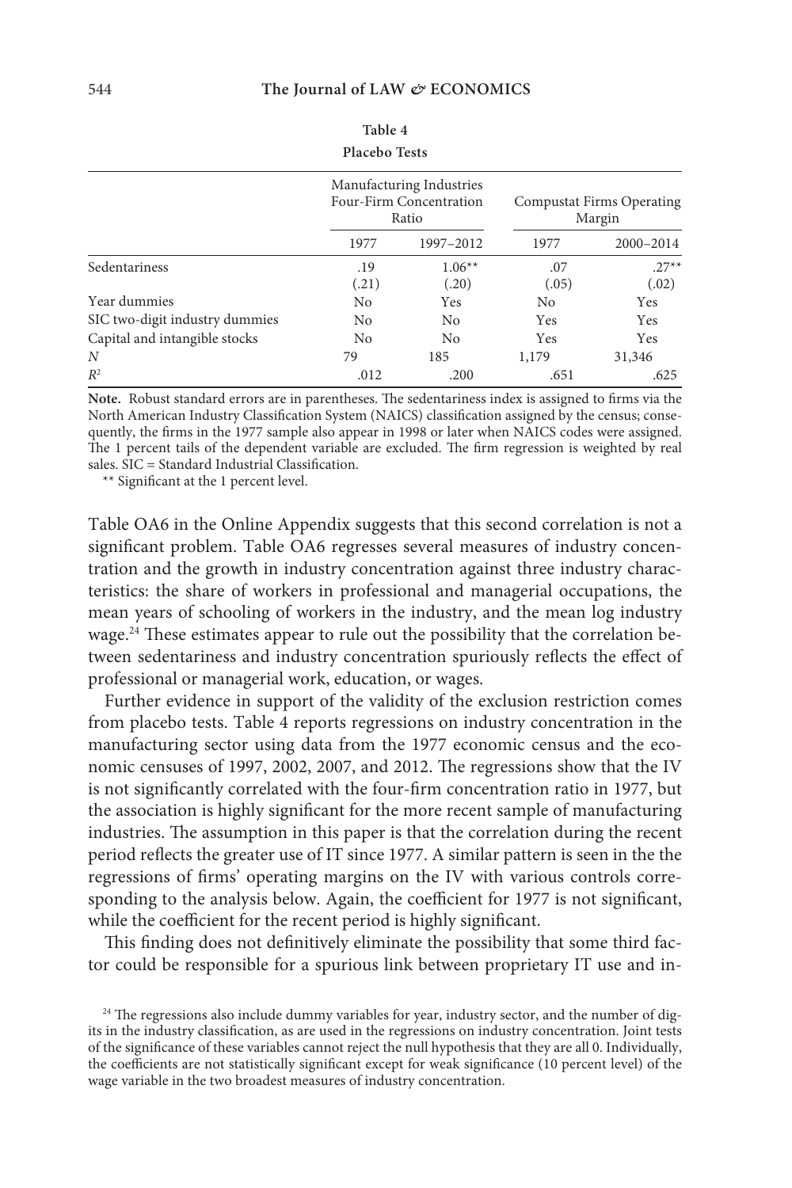**Table 4**

**Placebo Tests**

| | Manufacturing Industries Four-Firm Concentration Ratio | | Compustat Firms Operating Margin | |
|---|---|---|---|---|
| | 1977 | 1997–2012 | 1977 | 2000–2014 |
| Sedentariness | .19 | 1.06** | .07 | .27** |
| | (.21) | (.20) | (.05) | (.02) |
| Year dummies | No | Yes | No | Yes |
| SIC two-digit industry dummies | No | No | Yes | Yes |
| Capital and intangible stocks | No | No | Yes | Yes |
| $N$ | 79 | 185 | 1,179 | 31,346 |
| $R^2$ | .012 | .200 | .651 | .625 |

**Note.** Robust standard errors are in parentheses. The sedentariness index is assigned to firms via the North American Industry Classification System (NAICS) classification assigned by the census; consequently, the firms in the 1977 sample also appear in 1998 or later when NAICS codes were assigned. The 1 percent tails of the dependent variable are excluded. The firm regression is weighted by real sales. SIC = Standard Industrial Classification.

** Significant at the 1 percent level.

Table OA6 in the Online Appendix suggests that this second correlation is not a significant problem. Table OA6 regresses several measures of industry concentration and the growth in industry concentration against three industry characteristics: the share of workers in professional and managerial occupations, the mean years of schooling of workers in the industry, and the mean log industry wage.[24] These estimates appear to rule out the possibility that the correlation between sedentariness and industry concentration spuriously reflects the effect of professional or managerial work, education, or wages.

Further evidence in support of the validity of the exclusion restriction comes from placebo tests. Table 4 reports regressions on industry concentration in the manufacturing sector using data from the 1977 economic census and the economic censuses of 1997, 2002, 2007, and 2012. The regressions show that the IV is not significantly correlated with the four-firm concentration ratio in 1977, but the association is highly significant for the more recent sample of manufacturing industries. The assumption in this paper is that the correlation during the recent period reflects the greater use of IT since 1977. A similar pattern is seen in the the regressions of firms' operating margins on the IV with various controls corresponding to the analysis below. Again, the coefficient for 1977 is not significant, while the coefficient for the recent period is highly significant.

This finding does not definitively eliminate the possibility that some third factor could be responsible for a spurious link between proprietary IT use and in-

[24] The regressions also include dummy variables for year, industry sector, and the number of digits in the industry classification, as are used in the regressions on industry concentration. Joint tests of the significance of these variables cannot reject the null hypothesis that they are all 0. Individually, the coefficients are not statistically significant except for weak significance (10 percent level) of the wage variable in the two broadest measures of industry concentration.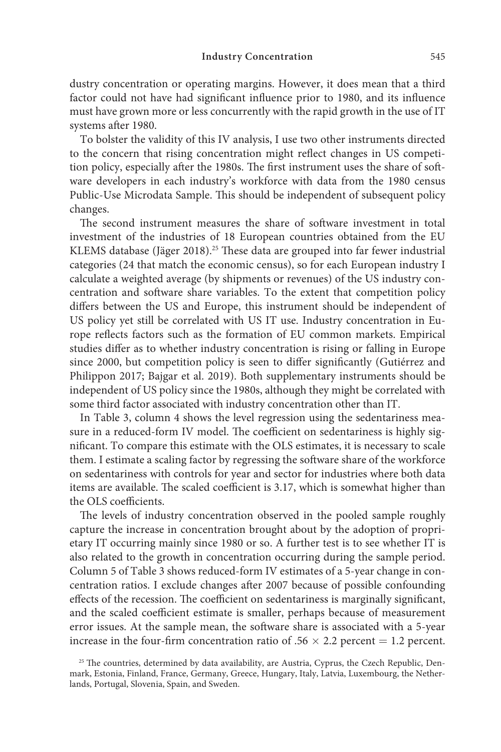dustry concentration or operating margins. However, it does mean that a third factor could not have had significant influence prior to 1980, and its influence must have grown more or less concurrently with the rapid growth in the use of IT systems after 1980.

To bolster the validity of this IV analysis, I use two other instruments directed to the concern that rising concentration might reflect changes in US competition policy, especially after the 1980s. The first instrument uses the share of software developers in each industry's workforce with data from the 1980 census Public-Use Microdata Sample. This should be independent of subsequent policy changes.

The second instrument measures the share of software investment in total investment of the industries of 18 European countries obtained from the EU KLEMS database (Jäger 2018).[25] These data are grouped into far fewer industrial categories (24 that match the economic census), so for each European industry I calculate a weighted average (by shipments or revenues) of the US industry concentration and software share variables. To the extent that competition policy differs between the US and Europe, this instrument should be independent of US policy yet still be correlated with US IT use. Industry concentration in Europe reflects factors such as the formation of EU common markets. Empirical studies differ as to whether industry concentration is rising or falling in Europe since 2000, but competition policy is seen to differ significantly (Gutiérrez and Philippon 2017; Bajgar et al. 2019). Both supplementary instruments should be independent of US policy since the 1980s, although they might be correlated with some third factor associated with industry concentration other than IT.

In Table 3, column 4 shows the level regression using the sedentariness measure in a reduced-form IV model. The coefficient on sedentariness is highly significant. To compare this estimate with the OLS estimates, it is necessary to scale them. I estimate a scaling factor by regressing the software share of the workforce on sedentariness with controls for year and sector for industries where both data items are available. The scaled coefficient is 3.17, which is somewhat higher than the OLS coefficients.

The levels of industry concentration observed in the pooled sample roughly capture the increase in concentration brought about by the adoption of proprietary IT occurring mainly since 1980 or so. A further test is to see whether IT is also related to the growth in concentration occurring during the sample period. Column 5 of Table 3 shows reduced-form IV estimates of a 5-year change in concentration ratios. I exclude changes after 2007 because of possible confounding effects of the recession. The coefficient on sedentariness is marginally significant, and the scaled coefficient estimate is smaller, perhaps because of measurement error issues. At the sample mean, the software share is associated with a 5-year increase in the four-firm concentration ratio of $.56 \times 2.2$ percent $= 1.2$ percent.

[25] The countries, determined by data availability, are Austria, Cyprus, the Czech Republic, Denmark, Estonia, Finland, France, Germany, Greece, Hungary, Italy, Latvia, Luxembourg, the Netherlands, Portugal, Slovenia, Spain, and Sweden.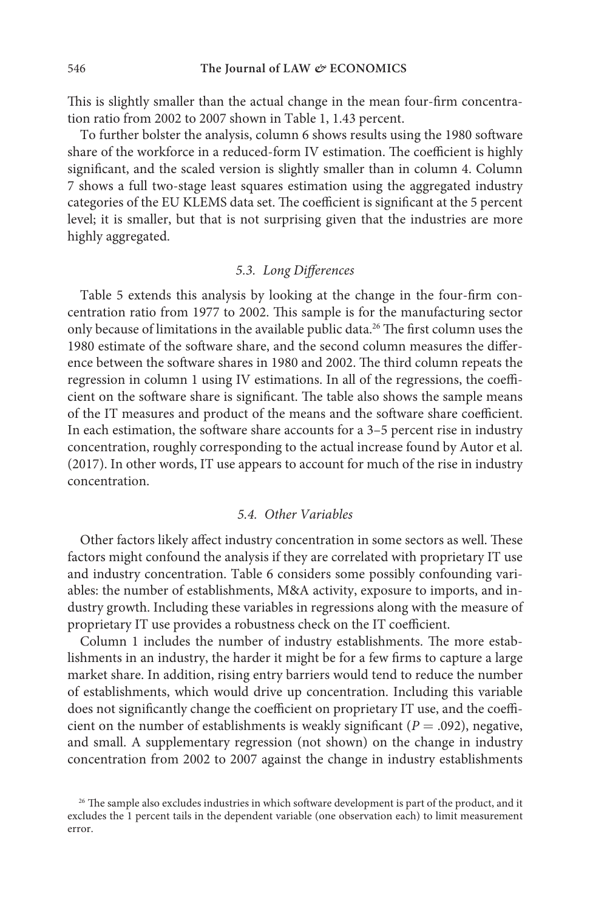This is slightly smaller than the actual change in the mean four-firm concentration ratio from 2002 to 2007 shown in Table 1, 1.43 percent.

To further bolster the analysis, column 6 shows results using the 1980 software share of the workforce in a reduced-form IV estimation. The coefficient is highly significant, and the scaled version is slightly smaller than in column 4. Column 7 shows a full two-stage least squares estimation using the aggregated industry categories of the EU KLEMS data set. The coefficient is significant at the 5 percent level; it is smaller, but that is not surprising given that the industries are more highly aggregated.

### *5.3. Long Differences*

Table 5 extends this analysis by looking at the change in the four-firm concentration ratio from 1977 to 2002. This sample is for the manufacturing sector only because of limitations in the available public data.[26] The first column uses the 1980 estimate of the software share, and the second column measures the difference between the software shares in 1980 and 2002. The third column repeats the regression in column 1 using IV estimations. In all of the regressions, the coefficient on the software share is significant. The table also shows the sample means of the IT measures and product of the means and the software share coefficient. In each estimation, the software share accounts for a 3–5 percent rise in industry concentration, roughly corresponding to the actual increase found by Autor et al. (2017). In other words, IT use appears to account for much of the rise in industry concentration.

### *5.4. Other Variables*

Other factors likely affect industry concentration in some sectors as well. These factors might confound the analysis if they are correlated with proprietary IT use and industry concentration. Table 6 considers some possibly confounding variables: the number of establishments, M&A activity, exposure to imports, and industry growth. Including these variables in regressions along with the measure of proprietary IT use provides a robustness check on the IT coefficient.

Column 1 includes the number of industry establishments. The more establishments in an industry, the harder it might be for a few firms to capture a large market share. In addition, rising entry barriers would tend to reduce the number of establishments, which would drive up concentration. Including this variable does not significantly change the coefficient on proprietary IT use, and the coefficient on the number of establishments is weakly significant ($P = .092$), negative, and small. A supplementary regression (not shown) on the change in industry concentration from 2002 to 2007 against the change in industry establishments

[26] The sample also excludes industries in which software development is part of the product, and it excludes the 1 percent tails in the dependent variable (one observation each) to limit measurement error.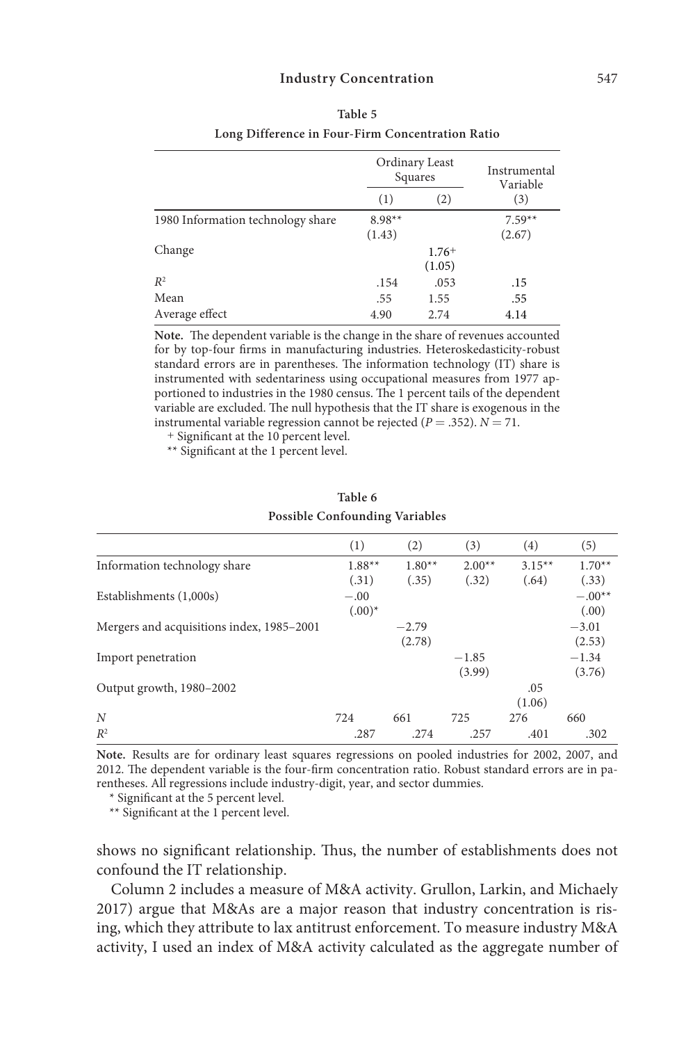**Table 5**

**Long Difference in Four-Firm Concentration Ratio**

| | Ordinary Least Squares | | Instrumental Variable |
|---|---|---|---|
| | (1) | (2) | (3) |
| 1980 Information technology share | 8.98** | | 7.59** |
| | (1.43) | | (2.67) |
| Change | | 1.76+ | |
| | | (1.05) | |
| $R^2$ | .154 | .053 | .15 |
| Mean | .55 | 1.55 | .55 |
| Average effect | 4.90 | 2.74 | 4.14 |

**Note.** The dependent variable is the change in the share of revenues accounted for by top-four firms in manufacturing industries. Heteroskedasticity-robust standard errors are in parentheses. The information technology (IT) share is instrumented with sedentariness using occupational measures from 1977 apportioned to industries in the 1980 census. The 1 percent tails of the dependent variable are excluded. The null hypothesis that the IT share is exogenous in the instrumental variable regression cannot be rejected ($P = .352$). $N = 71$.

+ Significant at the 10 percent level.

** Significant at the 1 percent level.

**Table 6**

**Possible Confounding Variables**

| | (1) | (2) | (3) | (4) | (5) |
|---|---|---|---|---|---|
| Information technology share | 1.88** | 1.80** | 2.00** | 3.15** | 1.70** |
| | (.31) | (.35) | (.32) | (.64) | (.33) |
| Establishments (1,000s) | −.00 | | | | −.00** |
| | (.00)* | | | | (.00) |
| Mergers and acquisitions index, 1985–2001 | | −2.79 | | | −3.01 |
| | | (2.78) | | | (2.53) |
| Import penetration | | | −1.85 | | −1.34 |
| | | | (3.99) | | (3.76) |
| Output growth, 1980–2002 | | | | .05 | |
| | | | | (1.06) | |
| $N$ | 724 | 661 | 725 | 276 | 660 |
| $R^2$ | .287 | .274 | .257 | .401 | .302 |

**Note.** Results are for ordinary least squares regressions on pooled industries for 2002, 2007, and 2012. The dependent variable is the four-firm concentration ratio. Robust standard errors are in parentheses. All regressions include industry-digit, year, and sector dummies.

\* Significant at the 5 percent level.

** Significant at the 1 percent level.

shows no significant relationship. Thus, the number of establishments does not confound the IT relationship.

Column 2 includes a measure of M&A activity. Grullon, Larkin, and Michaely 2017) argue that M&As are a major reason that industry concentration is rising, which they attribute to lax antitrust enforcement. To measure industry M&A activity, I used an index of M&A activity calculated as the aggregate number of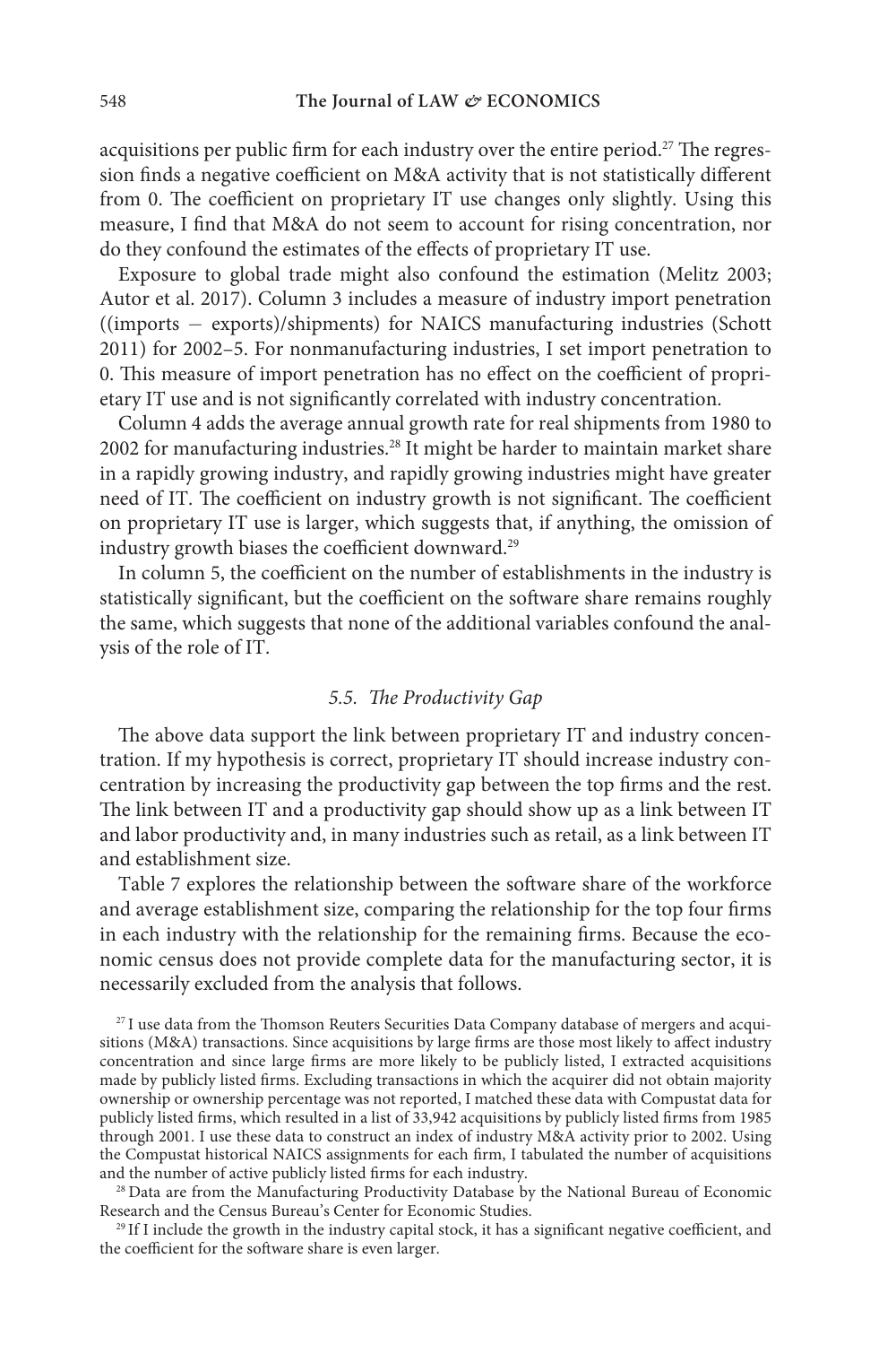acquisitions per public firm for each industry over the entire period.[27] The regression finds a negative coefficient on M&A activity that is not statistically different from 0. The coefficient on proprietary IT use changes only slightly. Using this measure, I find that M&A do not seem to account for rising concentration, nor do they confound the estimates of the effects of proprietary IT use.

Exposure to global trade might also confound the estimation (Melitz 2003; Autor et al. 2017). Column 3 includes a measure of industry import penetration ((imports − exports)/shipments) for NAICS manufacturing industries (Schott 2011) for 2002–5. For nonmanufacturing industries, I set import penetration to 0. This measure of import penetration has no effect on the coefficient of proprietary IT use and is not significantly correlated with industry concentration.

Column 4 adds the average annual growth rate for real shipments from 1980 to 2002 for manufacturing industries.[28] It might be harder to maintain market share in a rapidly growing industry, and rapidly growing industries might have greater need of IT. The coefficient on industry growth is not significant. The coefficient on proprietary IT use is larger, which suggests that, if anything, the omission of industry growth biases the coefficient downward.[29]

In column 5, the coefficient on the number of establishments in the industry is statistically significant, but the coefficient on the software share remains roughly the same, which suggests that none of the additional variables confound the analysis of the role of IT.

### *5.5. The Productivity Gap*

The above data support the link between proprietary IT and industry concentration. If my hypothesis is correct, proprietary IT should increase industry concentration by increasing the productivity gap between the top firms and the rest. The link between IT and a productivity gap should show up as a link between IT and labor productivity and, in many industries such as retail, as a link between IT and establishment size.

Table 7 explores the relationship between the software share of the workforce and average establishment size, comparing the relationship for the top four firms in each industry with the relationship for the remaining firms. Because the economic census does not provide complete data for the manufacturing sector, it is necessarily excluded from the analysis that follows.

[27] I use data from the Thomson Reuters Securities Data Company database of mergers and acquisitions (M&A) transactions. Since acquisitions by large firms are those most likely to affect industry concentration and since large firms are more likely to be publicly listed, I extracted acquisitions made by publicly listed firms. Excluding transactions in which the acquirer did not obtain majority ownership or ownership percentage was not reported, I matched these data with Compustat data for publicly listed firms, which resulted in a list of 33,942 acquisitions by publicly listed firms from 1985 through 2001. I use these data to construct an index of industry M&A activity prior to 2002. Using the Compustat historical NAICS assignments for each firm, I tabulated the number of acquisitions and the number of active publicly listed firms for each industry.

[28] Data are from the Manufacturing Productivity Database by the National Bureau of Economic Research and the Census Bureau's Center for Economic Studies.

[29] If I include the growth in the industry capital stock, it has a significant negative coefficient, and the coefficient for the software share is even larger.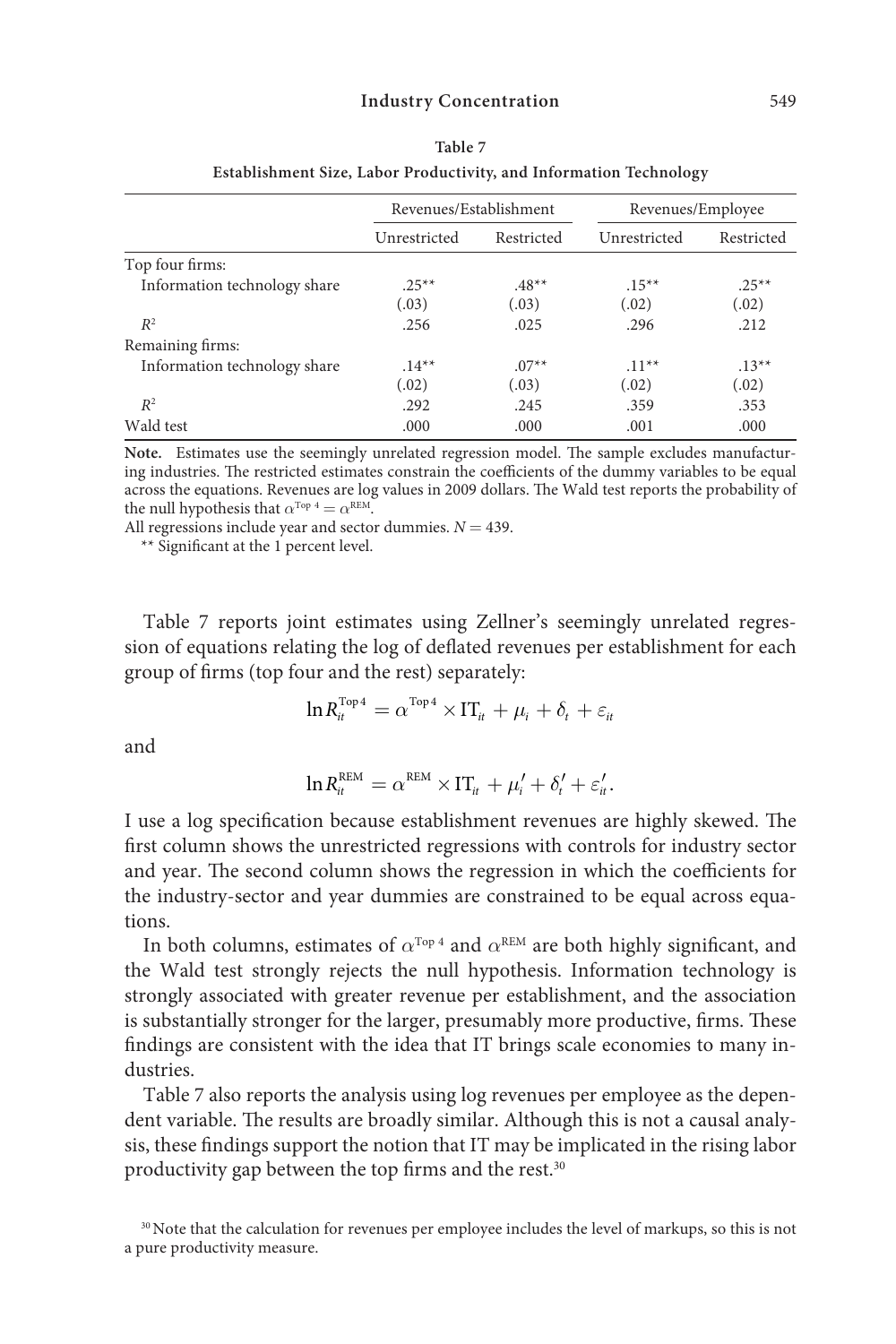**Table 7**

**Establishment Size, Labor Productivity, and Information Technology**

| | Revenues/Establishment | | Revenues/Employee | |
|---|---|---|---|---|
| | Unrestricted | Restricted | Unrestricted | Restricted |
| Top four firms: | | | | |
| Information technology share | .25** | .48** | .15** | .25** |
| | (.03) | (.03) | (.02) | (.02) |
| $R^2$ | .256 | .025 | .296 | .212 |
| Remaining firms: | | | | |
| Information technology share | .14** | .07** | .11** | .13** |
| | (.02) | (.03) | (.02) | (.02) |
| $R^2$ | .292 | .245 | .359 | .353 |
| Wald test | .000 | .000 | .001 | .000 |

**Note.** Estimates use the seemingly unrelated regression model. The sample excludes manufacturing industries. The restricted estimates constrain the coefficients of the dummy variables to be equal across the equations. Revenues are log values in 2009 dollars. The Wald test reports the probability of the null hypothesis that $\alpha^{\text{Top 4}} = \alpha^{\text{REM}}$.

All regressions include year and sector dummies. $N = 439$.

** Significant at the 1 percent level.

Table 7 reports joint estimates using Zellner's seemingly unrelated regression of equations relating the log of deflated revenues per establishment for each group of firms (top four and the rest) separately:

$$\ln R_{it}^{\text{Top4}} = \alpha^{\text{Top4}} \times \text{IT}_{it} + \mu_i + \delta_t + \varepsilon_{it}$$

and

$$\ln R_{it}^{\text{REM}} = \alpha^{\text{REM}} \times \text{IT}_{it} + \mu_i' + \delta_t' + \varepsilon_{it}'.$$

I use a log specification because establishment revenues are highly skewed. The first column shows the unrestricted regressions with controls for industry sector and year. The second column shows the regression in which the coefficients for the industry-sector and year dummies are constrained to be equal across equations.

In both columns, estimates of $\alpha^{\text{Top 4}}$ and $\alpha^{\text{REM}}$ are both highly significant, and the Wald test strongly rejects the null hypothesis. Information technology is strongly associated with greater revenue per establishment, and the association is substantially stronger for the larger, presumably more productive, firms. These findings are consistent with the idea that IT brings scale economies to many industries.

Table 7 also reports the analysis using log revenues per employee as the dependent variable. The results are broadly similar. Although this is not a causal analysis, these findings support the notion that IT may be implicated in the rising labor productivity gap between the top firms and the rest.[30]

[30] Note that the calculation for revenues per employee includes the level of markups, so this is not a pure productivity measure.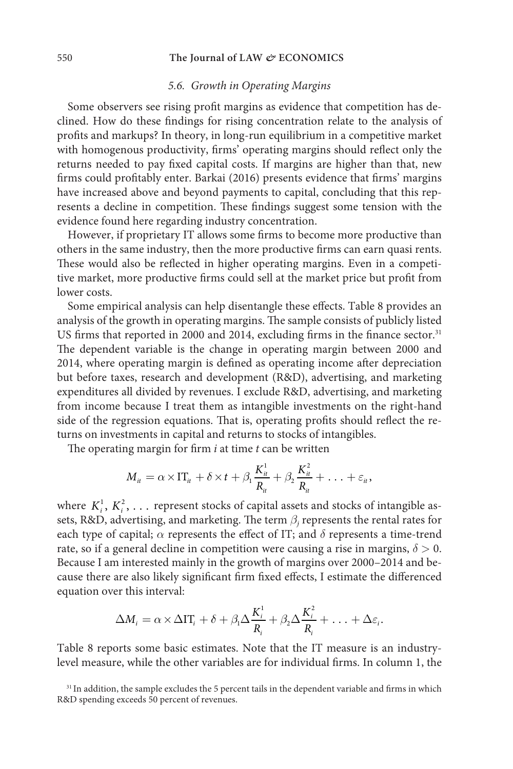### 5.6. Growth in Operating Margins

Some observers see rising profit margins as evidence that competition has declined. How do these findings for rising concentration relate to the analysis of profits and markups? In theory, in long-run equilibrium in a competitive market with homogenous productivity, firms' operating margins should reflect only the returns needed to pay fixed capital costs. If margins are higher than that, new firms could profitably enter. Barkai (2016) presents evidence that firms' margins have increased above and beyond payments to capital, concluding that this represents a decline in competition. These findings suggest some tension with the evidence found here regarding industry concentration.

However, if proprietary IT allows some firms to become more productive than others in the same industry, then the more productive firms can earn quasi rents. These would also be reflected in higher operating margins. Even in a competitive market, more productive firms could sell at the market price but profit from lower costs.

Some empirical analysis can help disentangle these effects. Table 8 provides an analysis of the growth in operating margins. The sample consists of publicly listed US firms that reported in 2000 and 2014, excluding firms in the finance sector.[31] The dependent variable is the change in operating margin between 2000 and 2014, where operating margin is defined as operating income after depreciation but before taxes, research and development (R&D), advertising, and marketing expenditures all divided by revenues. I exclude R&D, advertising, and marketing from income because I treat them as intangible investments on the right-hand side of the regression equations. That is, operating profits should reflect the returns on investments in capital and returns to stocks of intangibles.

The operating margin for firm $i$ at time $t$ can be written

$$M_{it} = \alpha \times \mathrm{IT}_{it} + \delta \times t + \beta_1 \frac{K_{it}^1}{R_{it}} + \beta_2 \frac{K_{it}^2}{R_{it}} + \ldots + \varepsilon_{it},$$

where $K_i^1, K_i^2, \ldots$ represent stocks of capital assets and stocks of intangible assets, R&D, advertising, and marketing. The term $\beta_j$ represents the rental rates for each type of capital; $\alpha$ represents the effect of IT; and $\delta$ represents a time-trend rate, so if a general decline in competition were causing a rise in margins, $\delta > 0$. Because I am interested mainly in the growth of margins over 2000–2014 and because there are also likely significant firm fixed effects, I estimate the differenced equation over this interval:

$$\Delta M_i = \alpha \times \Delta \mathrm{IT}_i + \delta + \beta_1 \Delta \frac{K_i^1}{R_i} + \beta_2 \Delta \frac{K_i^2}{R_i} + \ldots + \Delta \varepsilon_i.$$

Table 8 reports some basic estimates. Note that the IT measure is an industry-level measure, while the other variables are for individual firms. In column 1, the

[31] In addition, the sample excludes the 5 percent tails in the dependent variable and firms in which R&D spending exceeds 50 percent of revenues.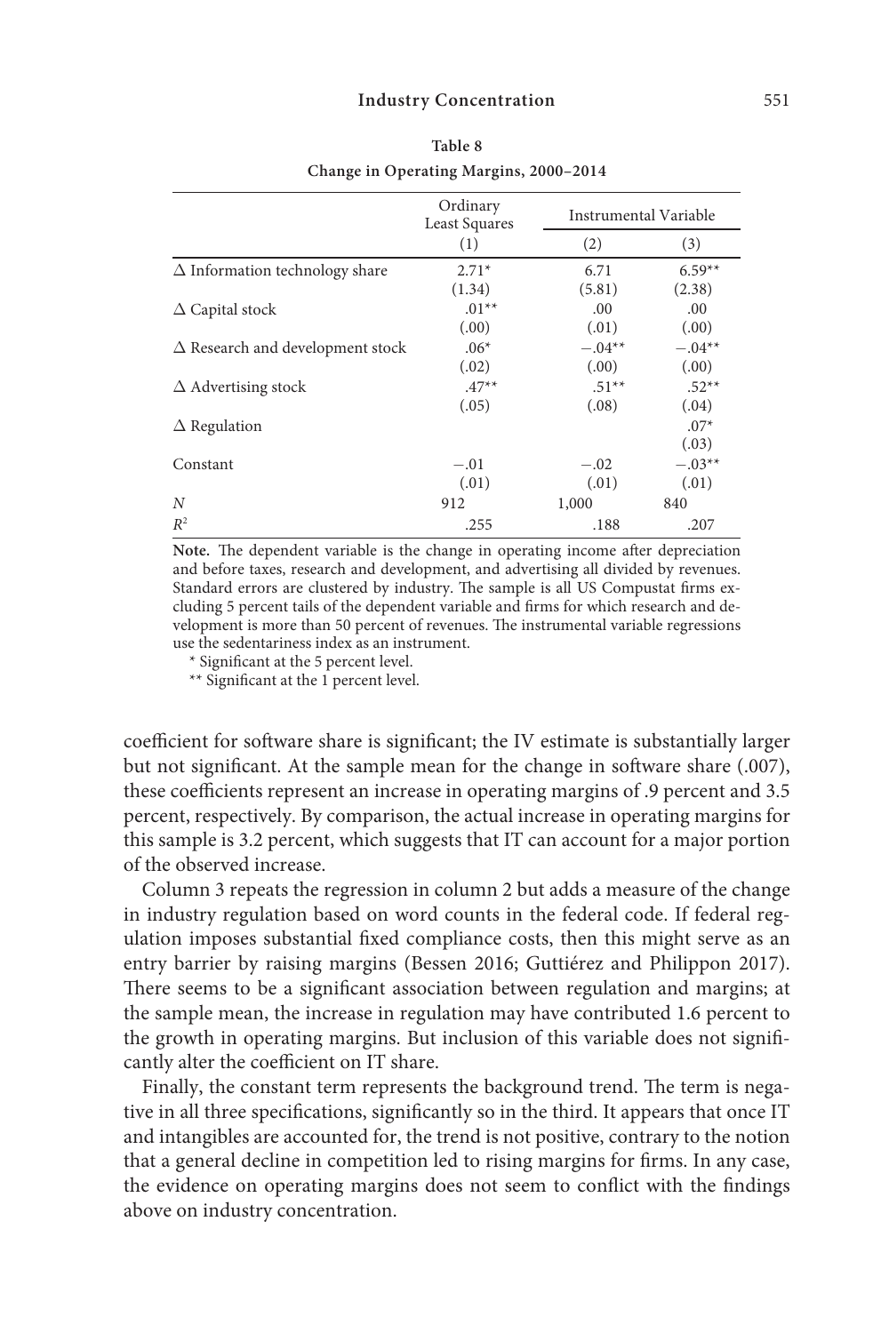**Table 8**

**Change in Operating Margins, 2000–2014**

| | Ordinary Least Squares | Instrumental Variable | |
|---|---|---|---|
| | (1) | (2) | (3) |
| Δ Information technology share | 2.71* | 6.71 | 6.59** |
| | (1.34) | (5.81) | (2.38) |
| Δ Capital stock | .01** | .00 | .00 |
| | (.00) | (.01) | (.00) |
| Δ Research and development stock | .06* | −.04** | −.04** |
| | (.02) | (.00) | (.00) |
| Δ Advertising stock | .47** | .51** | .52** |
| | (.05) | (.08) | (.04) |
| Δ Regulation | | | .07* |
| | | | (.03) |
| Constant | −.01 | −.02 | −.03** |
| | (.01) | (.01) | (.01) |
| $N$ | 912 | 1,000 | 840 |
| $R^2$ | .255 | .188 | .207 |

**Note.** The dependent variable is the change in operating income after depreciation and before taxes, research and development, and advertising all divided by revenues. Standard errors are clustered by industry. The sample is all US Compustat firms excluding 5 percent tails of the dependent variable and firms for which research and development is more than 50 percent of revenues. The instrumental variable regressions use the sedentariness index as an instrument.

\* Significant at the 5 percent level.

\*\* Significant at the 1 percent level.

coefficient for software share is significant; the IV estimate is substantially larger but not significant. At the sample mean for the change in software share (.007), these coefficients represent an increase in operating margins of .9 percent and 3.5 percent, respectively. By comparison, the actual increase in operating margins for this sample is 3.2 percent, which suggests that IT can account for a major portion of the observed increase.

Column 3 repeats the regression in column 2 but adds a measure of the change in industry regulation based on word counts in the federal code. If federal regulation imposes substantial fixed compliance costs, then this might serve as an entry barrier by raising margins (Bessen 2016; Guttiérez and Philippon 2017). There seems to be a significant association between regulation and margins; at the sample mean, the increase in regulation may have contributed 1.6 percent to the growth in operating margins. But inclusion of this variable does not significantly alter the coefficient on IT share.

Finally, the constant term represents the background trend. The term is negative in all three specifications, significantly so in the third. It appears that once IT and intangibles are accounted for, the trend is not positive, contrary to the notion that a general decline in competition led to rising margins for firms. In any case, the evidence on operating margins does not seem to conflict with the findings above on industry concentration.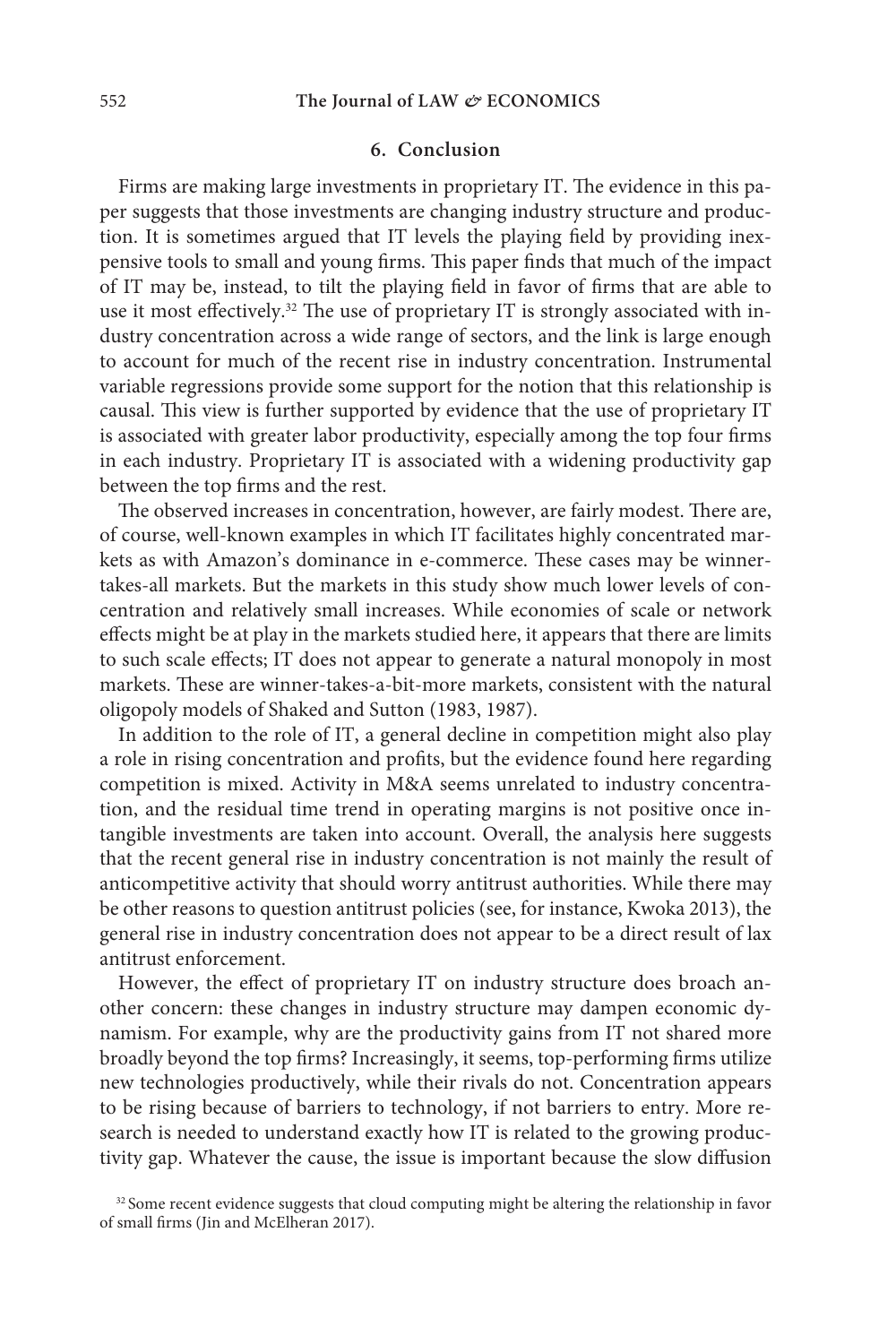## 6. Conclusion

Firms are making large investments in proprietary IT. The evidence in this paper suggests that those investments are changing industry structure and production. It is sometimes argued that IT levels the playing field by providing inexpensive tools to small and young firms. This paper finds that much of the impact of IT may be, instead, to tilt the playing field in favor of firms that are able to use it most effectively.[32] The use of proprietary IT is strongly associated with industry concentration across a wide range of sectors, and the link is large enough to account for much of the recent rise in industry concentration. Instrumental variable regressions provide some support for the notion that this relationship is causal. This view is further supported by evidence that the use of proprietary IT is associated with greater labor productivity, especially among the top four firms in each industry. Proprietary IT is associated with a widening productivity gap between the top firms and the rest.

The observed increases in concentration, however, are fairly modest. There are, of course, well-known examples in which IT facilitates highly concentrated markets as with Amazon's dominance in e-commerce. These cases may be winner-takes-all markets. But the markets in this study show much lower levels of concentration and relatively small increases. While economies of scale or network effects might be at play in the markets studied here, it appears that there are limits to such scale effects; IT does not appear to generate a natural monopoly in most markets. These are winner-takes-a-bit-more markets, consistent with the natural oligopoly models of Shaked and Sutton (1983, 1987).

In addition to the role of IT, a general decline in competition might also play a role in rising concentration and profits, but the evidence found here regarding competition is mixed. Activity in M&A seems unrelated to industry concentration, and the residual time trend in operating margins is not positive once intangible investments are taken into account. Overall, the analysis here suggests that the recent general rise in industry concentration is not mainly the result of anticompetitive activity that should worry antitrust authorities. While there may be other reasons to question antitrust policies (see, for instance, Kwoka 2013), the general rise in industry concentration does not appear to be a direct result of lax antitrust enforcement.

However, the effect of proprietary IT on industry structure does broach another concern: these changes in industry structure may dampen economic dynamism. For example, why are the productivity gains from IT not shared more broadly beyond the top firms? Increasingly, it seems, top-performing firms utilize new technologies productively, while their rivals do not. Concentration appears to be rising because of barriers to technology, if not barriers to entry. More research is needed to understand exactly how IT is related to the growing productivity gap. Whatever the cause, the issue is important because the slow diffusion

[32] Some recent evidence suggests that cloud computing might be altering the relationship in favor of small firms (Jin and McElheran 2017).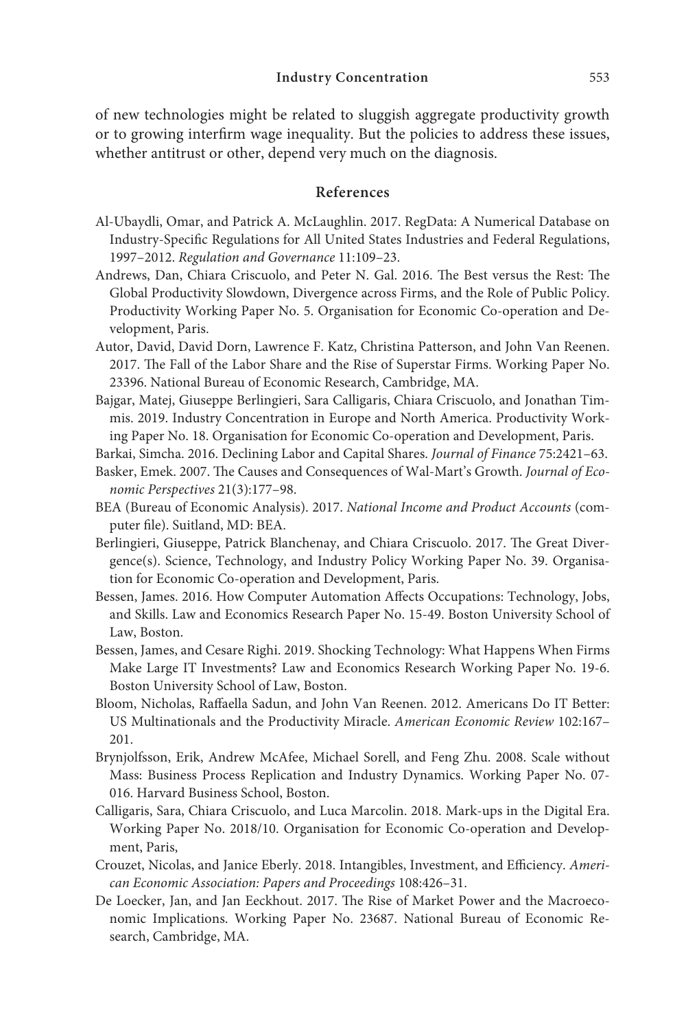of new technologies might be related to sluggish aggregate productivity growth or to growing interfirm wage inequality. But the policies to address these issues, whether antitrust or other, depend very much on the diagnosis.

## References

Al-Ubaydli, Omar, and Patrick A. McLaughlin. 2017. RegData: A Numerical Database on Industry-Specific Regulations for All United States Industries and Federal Regulations, 1997–2012. *Regulation and Governance* 11:109–23.

Andrews, Dan, Chiara Criscuolo, and Peter N. Gal. 2016. The Best versus the Rest: The Global Productivity Slowdown, Divergence across Firms, and the Role of Public Policy. Productivity Working Paper No. 5. Organisation for Economic Co-operation and Development, Paris.

Autor, David, David Dorn, Lawrence F. Katz, Christina Patterson, and John Van Reenen. 2017. The Fall of the Labor Share and the Rise of Superstar Firms. Working Paper No. 23396. National Bureau of Economic Research, Cambridge, MA.

Bajgar, Matej, Giuseppe Berlingieri, Sara Calligaris, Chiara Criscuolo, and Jonathan Timmis. 2019. Industry Concentration in Europe and North America. Productivity Working Paper No. 18. Organisation for Economic Co-operation and Development, Paris.

Barkai, Simcha. 2016. Declining Labor and Capital Shares. *Journal of Finance* 75:2421–63.

Basker, Emek. 2007. The Causes and Consequences of Wal-Mart's Growth. *Journal of Economic Perspectives* 21(3):177–98.

BEA (Bureau of Economic Analysis). 2017. *National Income and Product Accounts* (computer file). Suitland, MD: BEA.

Berlingieri, Giuseppe, Patrick Blanchenay, and Chiara Criscuolo. 2017. The Great Divergence(s). Science, Technology, and Industry Policy Working Paper No. 39. Organisation for Economic Co-operation and Development, Paris.

Bessen, James. 2016. How Computer Automation Affects Occupations: Technology, Jobs, and Skills. Law and Economics Research Paper No. 15-49. Boston University School of Law, Boston.

Bessen, James, and Cesare Righi. 2019. Shocking Technology: What Happens When Firms Make Large IT Investments? Law and Economics Research Working Paper No. 19-6. Boston University School of Law, Boston.

Bloom, Nicholas, Raffaella Sadun, and John Van Reenen. 2012. Americans Do IT Better: US Multinationals and the Productivity Miracle. *American Economic Review* 102:167–201.

Brynjolfsson, Erik, Andrew McAfee, Michael Sorell, and Feng Zhu. 2008. Scale without Mass: Business Process Replication and Industry Dynamics. Working Paper No. 07-016. Harvard Business School, Boston.

Calligaris, Sara, Chiara Criscuolo, and Luca Marcolin. 2018. Mark-ups in the Digital Era. Working Paper No. 2018/10. Organisation for Economic Co-operation and Development, Paris,

Crouzet, Nicolas, and Janice Eberly. 2018. Intangibles, Investment, and Efficiency. *American Economic Association: Papers and Proceedings* 108:426–31.

De Loecker, Jan, and Jan Eeckhout. 2017. The Rise of Market Power and the Macroeconomic Implications. Working Paper No. 23687. National Bureau of Economic Research, Cambridge, MA.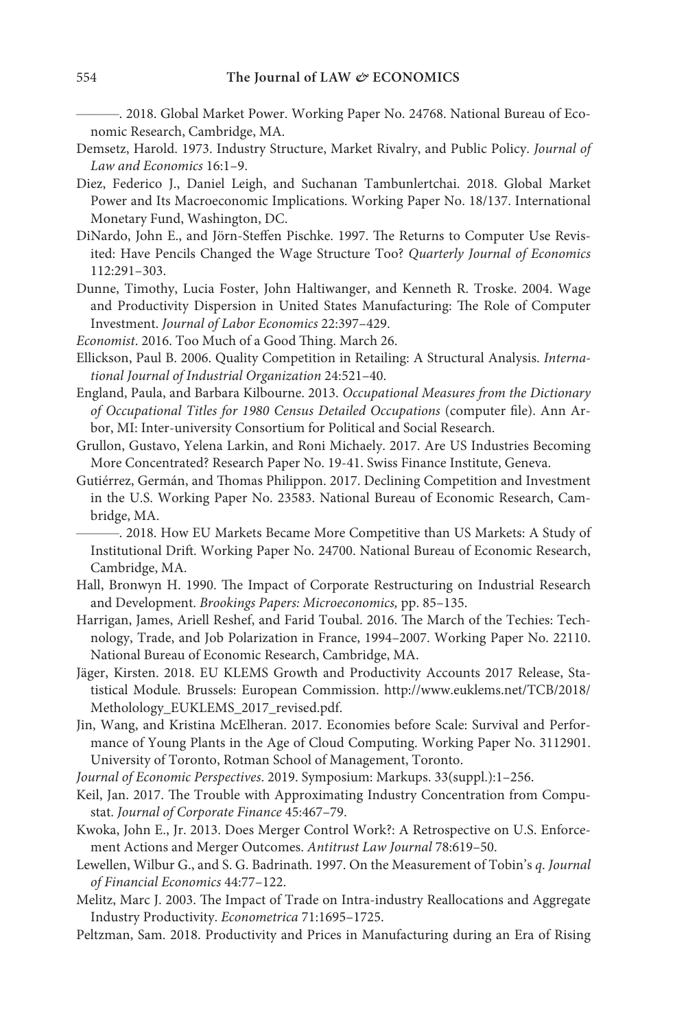———. 2018. Global Market Power. Working Paper No. 24768. National Bureau of Economic Research, Cambridge, MA.

Demsetz, Harold. 1973. Industry Structure, Market Rivalry, and Public Policy. *Journal of Law and Economics* 16:1–9.

Diez, Federico J., Daniel Leigh, and Suchanan Tambunlertchai. 2018. Global Market Power and Its Macroeconomic Implications. Working Paper No. 18/137. International Monetary Fund, Washington, DC.

DiNardo, John E., and Jörn-Steffen Pischke. 1997. The Returns to Computer Use Revisited: Have Pencils Changed the Wage Structure Too? *Quarterly Journal of Economics* 112:291–303.

Dunne, Timothy, Lucia Foster, John Haltiwanger, and Kenneth R. Troske. 2004. Wage and Productivity Dispersion in United States Manufacturing: The Role of Computer Investment. *Journal of Labor Economics* 22:397–429.

*Economist*. 2016. Too Much of a Good Thing. March 26.

Ellickson, Paul B. 2006. Quality Competition in Retailing: A Structural Analysis. *International Journal of Industrial Organization* 24:521–40.

England, Paula, and Barbara Kilbourne. 2013. *Occupational Measures from the Dictionary of Occupational Titles for 1980 Census Detailed Occupations* (computer file). Ann Arbor, MI: Inter-university Consortium for Political and Social Research.

Grullon, Gustavo, Yelena Larkin, and Roni Michaely. 2017. Are US Industries Becoming More Concentrated? Research Paper No. 19-41. Swiss Finance Institute, Geneva.

Gutiérrez, Germán, and Thomas Philippon. 2017. Declining Competition and Investment in the U.S. Working Paper No. 23583. National Bureau of Economic Research, Cambridge, MA.

———. 2018. How EU Markets Became More Competitive than US Markets: A Study of Institutional Drift. Working Paper No. 24700. National Bureau of Economic Research, Cambridge, MA.

Hall, Bronwyn H. 1990. The Impact of Corporate Restructuring on Industrial Research and Development. *Brookings Papers: Microeconomics,* pp. 85–135.

Harrigan, James, Ariell Reshef, and Farid Toubal. 2016. The March of the Techies: Technology, Trade, and Job Polarization in France, 1994–2007. Working Paper No. 22110. National Bureau of Economic Research, Cambridge, MA.

Jäger, Kirsten. 2018. EU KLEMS Growth and Productivity Accounts 2017 Release, Statistical Module. Brussels: European Commission. http://www.euklems.net/TCB/2018/Metholology_EUKLEMS_2017_revised.pdf.

Jin, Wang, and Kristina McElheran. 2017. Economies before Scale: Survival and Performance of Young Plants in the Age of Cloud Computing. Working Paper No. 3112901. University of Toronto, Rotman School of Management, Toronto.

*Journal of Economic Perspectives*. 2019. Symposium: Markups. 33(suppl.):1–256.

Keil, Jan. 2017. The Trouble with Approximating Industry Concentration from Compustat. *Journal of Corporate Finance* 45:467–79.

Kwoka, John E., Jr. 2013. Does Merger Control Work?: A Retrospective on U.S. Enforcement Actions and Merger Outcomes. *Antitrust Law Journal* 78:619–50.

Lewellen, Wilbur G., and S. G. Badrinath. 1997. On the Measurement of Tobin's *q*. *Journal of Financial Economics* 44:77–122.

Melitz, Marc J. 2003. The Impact of Trade on Intra-industry Reallocations and Aggregate Industry Productivity. *Econometrica* 71:1695–1725.

Peltzman, Sam. 2018. Productivity and Prices in Manufacturing during an Era of Rising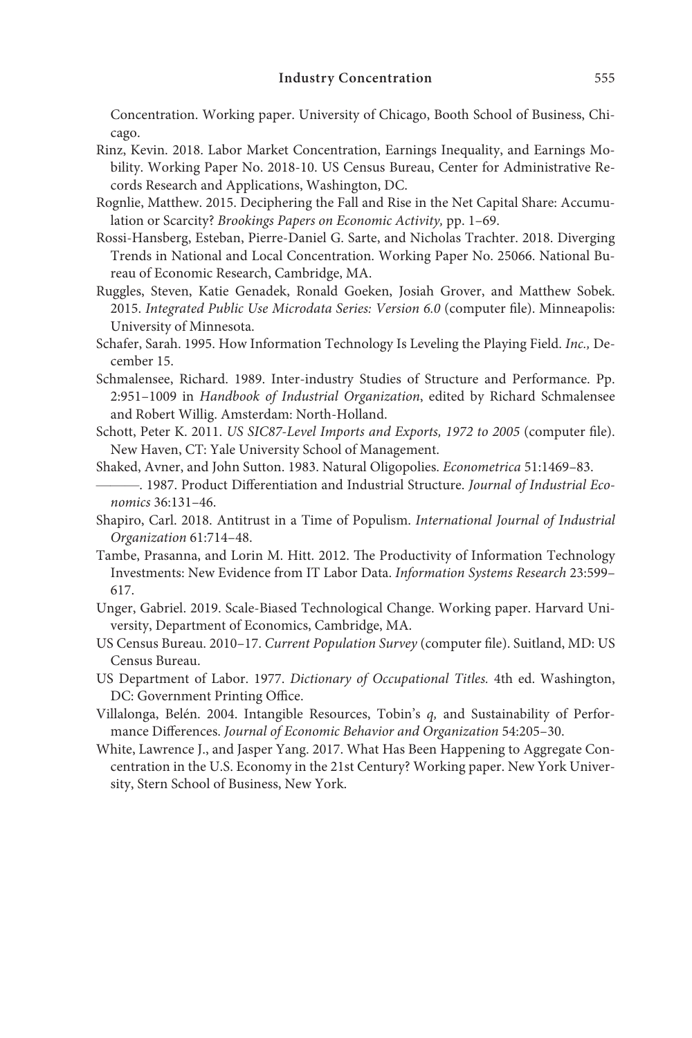Concentration. Working paper. University of Chicago, Booth School of Business, Chicago.

Rinz, Kevin. 2018. Labor Market Concentration, Earnings Inequality, and Earnings Mobility. Working Paper No. 2018-10. US Census Bureau, Center for Administrative Records Research and Applications, Washington, DC.

Rognlie, Matthew. 2015. Deciphering the Fall and Rise in the Net Capital Share: Accumulation or Scarcity? *Brookings Papers on Economic Activity,* pp. 1–69.

Rossi-Hansberg, Esteban, Pierre-Daniel G. Sarte, and Nicholas Trachter. 2018. Diverging Trends in National and Local Concentration. Working Paper No. 25066. National Bureau of Economic Research, Cambridge, MA.

Ruggles, Steven, Katie Genadek, Ronald Goeken, Josiah Grover, and Matthew Sobek. 2015. *Integrated Public Use Microdata Series: Version 6.0* (computer file). Minneapolis: University of Minnesota.

Schafer, Sarah. 1995. How Information Technology Is Leveling the Playing Field. *Inc.,* December 15.

Schmalensee, Richard. 1989. Inter-industry Studies of Structure and Performance. Pp. 2:951–1009 in *Handbook of Industrial Organization*, edited by Richard Schmalensee and Robert Willig. Amsterdam: North-Holland.

Schott, Peter K. 2011. *US SIC87-Level Imports and Exports, 1972 to 2005* (computer file). New Haven, CT: Yale University School of Management.

Shaked, Avner, and John Sutton. 1983. Natural Oligopolies. *Econometrica* 51:1469–83.

———. 1987. Product Differentiation and Industrial Structure. *Journal of Industrial Economics* 36:131–46.

Shapiro, Carl. 2018. Antitrust in a Time of Populism. *International Journal of Industrial Organization* 61:714–48.

Tambe, Prasanna, and Lorin M. Hitt. 2012. The Productivity of Information Technology Investments: New Evidence from IT Labor Data. *Information Systems Research* 23:599–617.

Unger, Gabriel. 2019. Scale-Biased Technological Change. Working paper. Harvard University, Department of Economics, Cambridge, MA.

US Census Bureau. 2010–17. *Current Population Survey* (computer file). Suitland, MD: US Census Bureau.

US Department of Labor. 1977. *Dictionary of Occupational Titles.* 4th ed. Washington, DC: Government Printing Office.

Villalonga, Belén. 2004. Intangible Resources, Tobin's *q,* and Sustainability of Performance Differences. *Journal of Economic Behavior and Organization* 54:205–30.

White, Lawrence J., and Jasper Yang. 2017. What Has Been Happening to Aggregate Concentration in the U.S. Economy in the 21st Century? Working paper. New York University, Stern School of Business, New York.